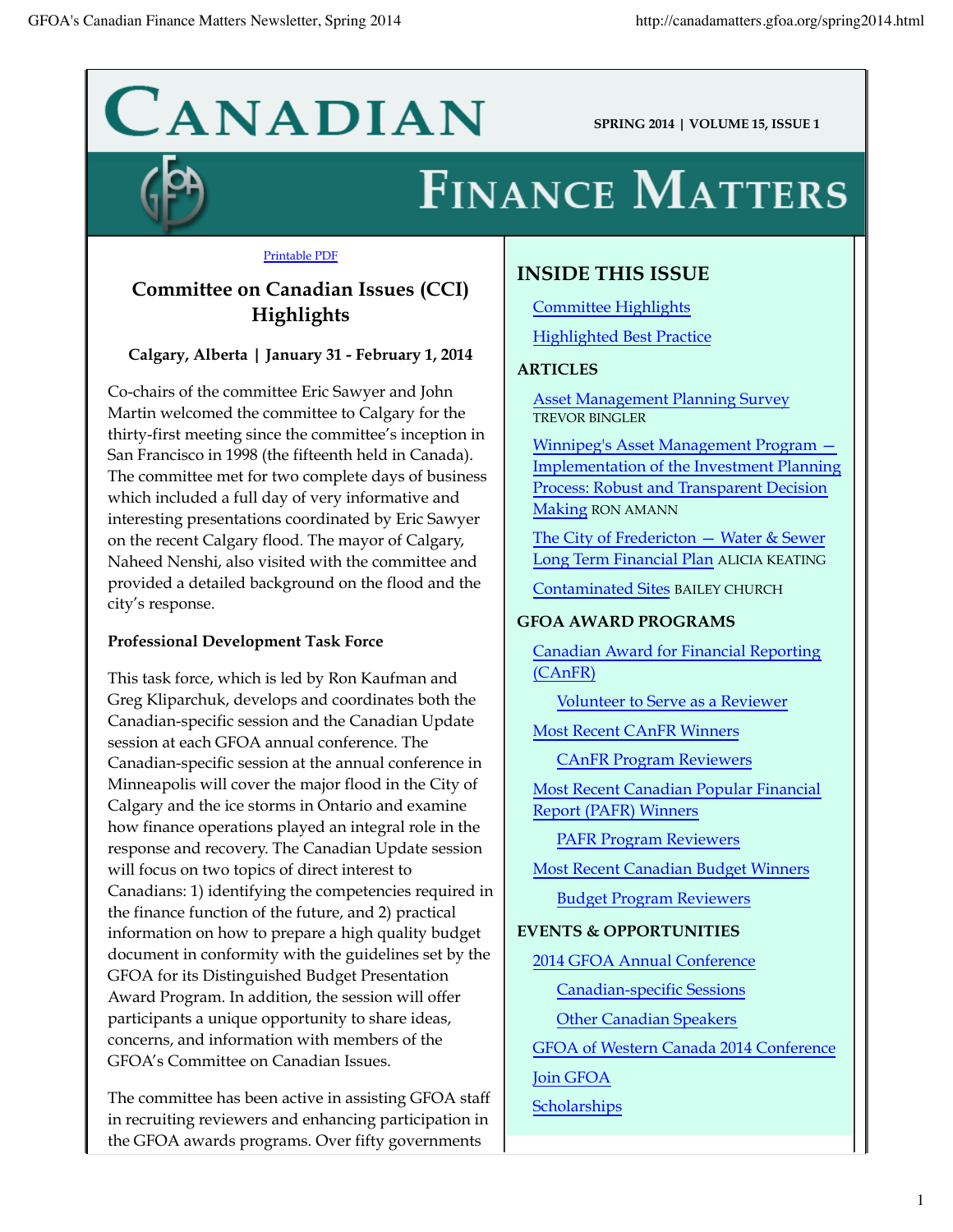# Canadian Finance Matters

SPRING 2014 | VOLUME 15, ISSUE 1

Printable PDF

## Committee on Canadian Issues (CCI) Highlights

**Calgary, Alberta | January 31 - February 1, 2014**

Co-chairs of the committee Eric Sawyer and John Martin welcomed the committee to Calgary for the thirty-first meeting since the committee's inception in San Francisco in 1998 (the fifteenth held in Canada). The committee met for two complete days of business which included a full day of very informative and interesting presentations coordinated by Eric Sawyer on the recent Calgary flood. The mayor of Calgary, Naheed Nenshi, also visited with the committee and provided a detailed background on the flood and the city's response.

**Professional Development Task Force**

This task force, which is led by Ron Kaufman and Greg Kliparchuk, develops and coordinates both the Canadian-specific session and the Canadian Update session at each GFOA annual conference. The Canadian-specific session at the annual conference in Minneapolis will cover the major flood in the City of Calgary and the ice storms in Ontario and examine how finance operations played an integral role in the response and recovery. The Canadian Update session will focus on two topics of direct interest to Canadians: 1) identifying the competencies required in the finance function of the future, and 2) practical information on how to prepare a high quality budget document in conformity with the guidelines set by the GFOA for its Distinguished Budget Presentation Award Program. In addition, the session will offer participants a unique opportunity to share ideas, concerns, and information with members of the GFOA's Committee on Canadian Issues.

The committee has been active in assisting GFOA staff in recruiting reviewers and enhancing participation in the GFOA awards programs. Over fifty governments

## INSIDE THIS ISSUE

- Committee Highlights
- Highlighted Best Practice

### ARTICLES

- Asset Management Planning Survey TREVOR BINGLER
- Winnipeg's Asset Management Program — Implementation of the Investment Planning Process: Robust and Transparent Decision Making RON AMANN
- The City of Fredericton — Water & Sewer Long Term Financial Plan ALICIA KEATING
- Contaminated Sites BAILEY CHURCH

### GFOA AWARD PROGRAMS

- Canadian Award for Financial Reporting (CAnFR)
  - Volunteer to Serve as a Reviewer
- Most Recent CAnFR Winners
  - CAnFR Program Reviewers
- Most Recent Canadian Popular Financial Report (PAFR) Winners
  - PAFR Program Reviewers
- Most Recent Canadian Budget Winners
  - Budget Program Reviewers

### EVENTS & OPPORTUNITIES

- 2014 GFOA Annual Conference
  - Canadian-specific Sessions
  - Other Canadian Speakers
- GFOA of Western Canada 2014 Conference
- Join GFOA
- Scholarships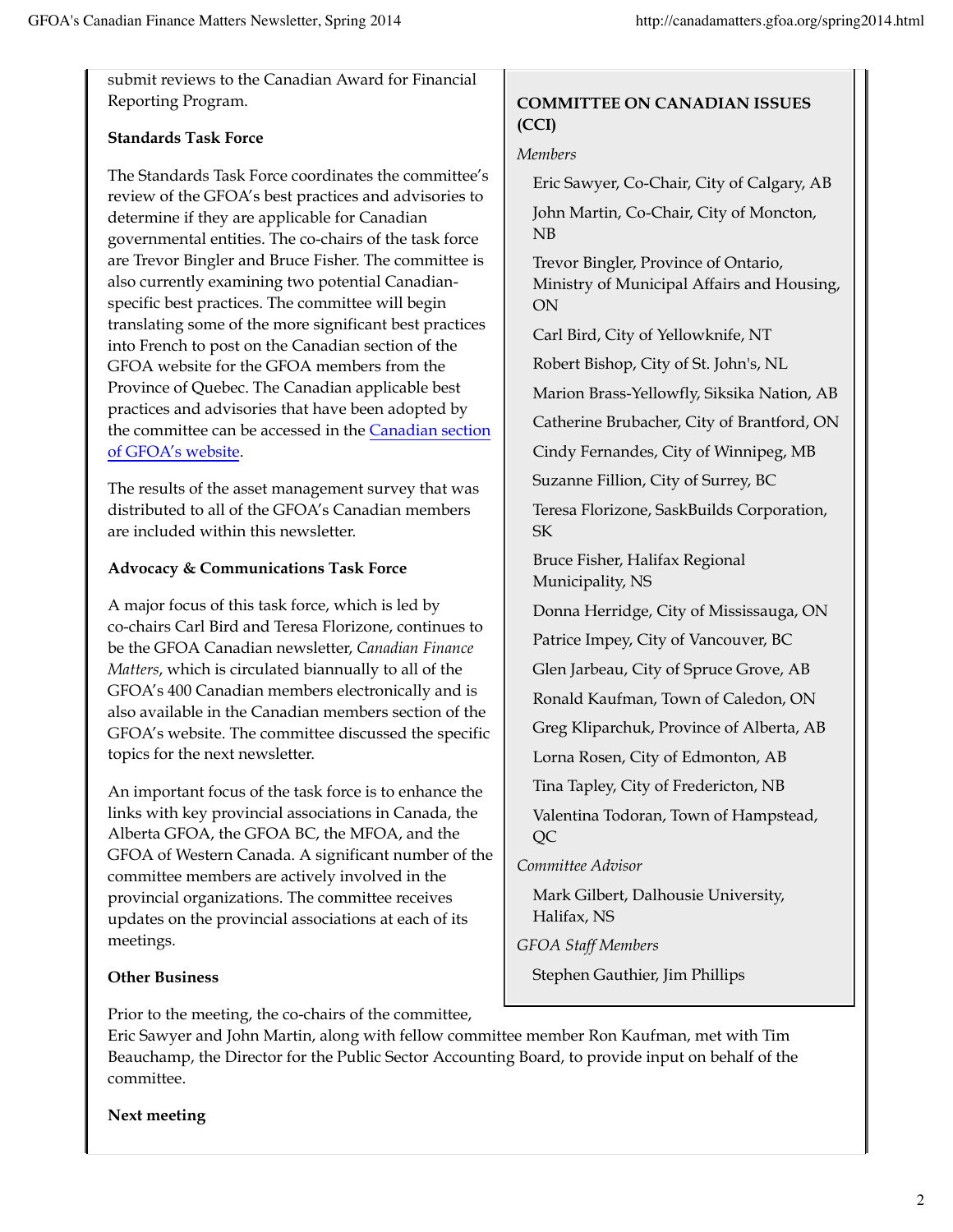submit reviews to the Canadian Award for Financial Reporting Program.

**Standards Task Force**

The Standards Task Force coordinates the committee's review of the GFOA's best practices and advisories to determine if they are applicable for Canadian governmental entities. The co-chairs of the task force are Trevor Bingler and Bruce Fisher. The committee is also currently examining two potential Canadian-specific best practices. The committee will begin translating some of the more significant best practices into French to post on the Canadian section of the GFOA website for the GFOA members from the Province of Quebec. The Canadian applicable best practices and advisories that have been adopted by the committee can be accessed in the [Canadian section of GFOA's website](http://canadamatters.gfoa.org/spring2014.html).

The results of the asset management survey that was distributed to all of the GFOA's Canadian members are included within this newsletter.

**Advocacy & Communications Task Force**

A major focus of this task force, which is led by co-chairs Carl Bird and Teresa Florizone, continues to be the GFOA Canadian newsletter, *Canadian Finance Matters*, which is circulated biannually to all of the GFOA's 400 Canadian members electronically and is also available in the Canadian members section of the GFOA's website. The committee discussed the specific topics for the next newsletter.

An important focus of the task force is to enhance the links with key provincial associations in Canada, the Alberta GFOA, the GFOA BC, the MFOA, and the GFOA of Western Canada. A significant number of the committee members are actively involved in the provincial organizations. The committee receives updates on the provincial associations at each of its meetings.

**Other Business**

Prior to the meeting, the co-chairs of the committee, Eric Sawyer and John Martin, along with fellow committee member Ron Kaufman, met with Tim Beauchamp, the Director for the Public Sector Accounting Board, to provide input on behalf of the committee.

**Next meeting**

**COMMITTEE ON CANADIAN ISSUES (CCI)**

*Members*

- Eric Sawyer, Co-Chair, City of Calgary, AB
- John Martin, Co-Chair, City of Moncton, NB
- Trevor Bingler, Province of Ontario, Ministry of Municipal Affairs and Housing, ON
- Carl Bird, City of Yellowknife, NT
- Robert Bishop, City of St. John's, NL
- Marion Brass-Yellowfly, Siksika Nation, AB
- Catherine Brubacher, City of Brantford, ON
- Cindy Fernandes, City of Winnipeg, MB
- Suzanne Fillion, City of Surrey, BC
- Teresa Florizone, SaskBuilds Corporation, SK
- Bruce Fisher, Halifax Regional Municipality, NS
- Donna Herridge, City of Mississauga, ON
- Patrice Impey, City of Vancouver, BC
- Glen Jarbeau, City of Spruce Grove, AB
- Ronald Kaufman, Town of Caledon, ON
- Greg Kliparchuk, Province of Alberta, AB
- Lorna Rosen, City of Edmonton, AB
- Tina Tapley, City of Fredericton, NB
- Valentina Todoran, Town of Hampstead, QC

*Committee Advisor*

- Mark Gilbert, Dalhousie University, Halifax, NS

*GFOA Staff Members*

- Stephen Gauthier, Jim Phillips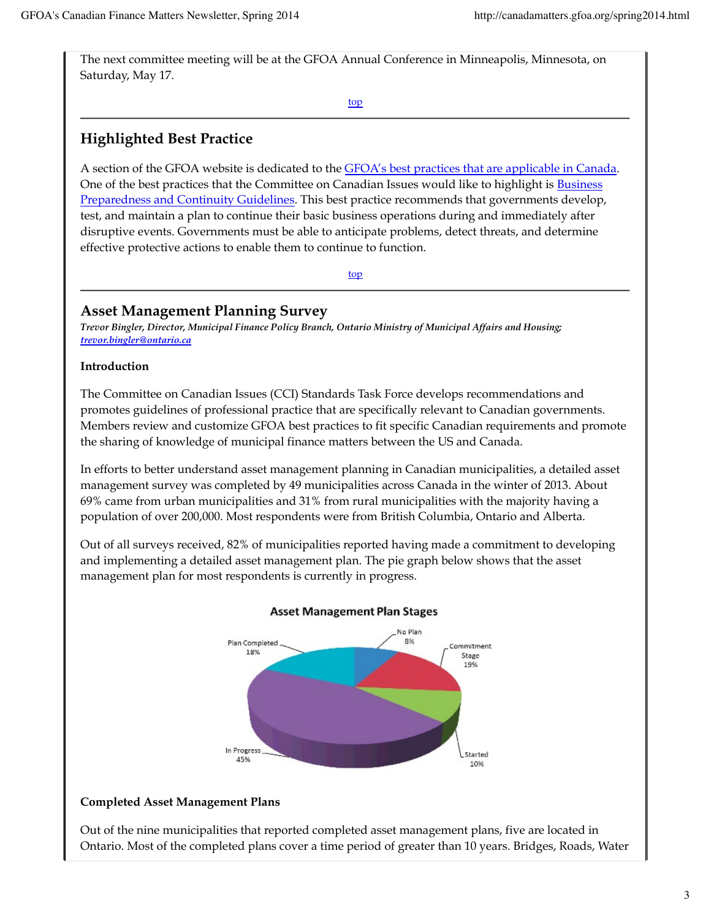The next committee meeting will be at the GFOA Annual Conference in Minneapolis, Minnesota, on Saturday, May 17.

top

## Highlighted Best Practice

A section of the GFOA website is dedicated to the GFOA's best practices that are applicable in Canada. One of the best practices that the Committee on Canadian Issues would like to highlight is Business Preparedness and Continuity Guidelines. This best practice recommends that governments develop, test, and maintain a plan to continue their basic business operations during and immediately after disruptive events. Governments must be able to anticipate problems, detect threats, and determine effective protective actions to enable them to continue to function.

top

## Asset Management Planning Survey

*Trevor Bingler, Director, Municipal Finance Policy Branch, Ontario Ministry of Municipal Affairs and Housing; trevor.bingler@ontario.ca*

**Introduction**

The Committee on Canadian Issues (CCI) Standards Task Force develops recommendations and promotes guidelines of professional practice that are specifically relevant to Canadian governments. Members review and customize GFOA best practices to fit specific Canadian requirements and promote the sharing of knowledge of municipal finance matters between the US and Canada.

In efforts to better understand asset management planning in Canadian municipalities, a detailed asset management survey was completed by 49 municipalities across Canada in the winter of 2013. About 69% came from urban municipalities and 31% from rural municipalities with the majority having a population of over 200,000. Most respondents were from British Columbia, Ontario and Alberta.

Out of all surveys received, 82% of municipalities reported having made a commitment to developing and implementing a detailed asset management plan. The pie graph below shows that the asset management plan for most respondents is currently in progress.

**Asset Management Plan Stages**

| Stage | Percentage |
|---|---|
| No Plan | 8% |
| Commitment Stage | 19% |
| Started | 10% |
| In Progress | 45% |
| Plan Completed | 18% |

**Completed Asset Management Plans**

Out of the nine municipalities that reported completed asset management plans, five are located in Ontario. Most of the completed plans cover a time period of greater than 10 years. Bridges, Roads, Water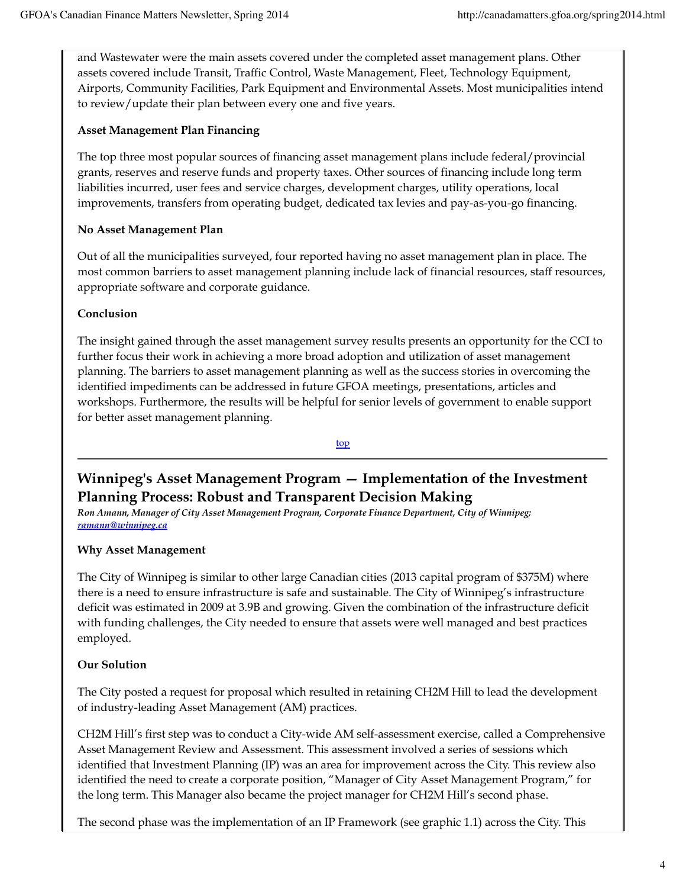and Wastewater were the main assets covered under the completed asset management plans. Other assets covered include Transit, Traffic Control, Waste Management, Fleet, Technology Equipment, Airports, Community Facilities, Park Equipment and Environmental Assets. Most municipalities intend to review/update their plan between every one and five years.

**Asset Management Plan Financing**

The top three most popular sources of financing asset management plans include federal/provincial grants, reserves and reserve funds and property taxes. Other sources of financing include long term liabilities incurred, user fees and service charges, development charges, utility operations, local improvements, transfers from operating budget, dedicated tax levies and pay-as-you-go financing.

**No Asset Management Plan**

Out of all the municipalities surveyed, four reported having no asset management plan in place. The most common barriers to asset management planning include lack of financial resources, staff resources, appropriate software and corporate guidance.

**Conclusion**

The insight gained through the asset management survey results presents an opportunity for the CCI to further focus their work in achieving a more broad adoption and utilization of asset management planning. The barriers to asset management planning as well as the success stories in overcoming the identified impediments can be addressed in future GFOA meetings, presentations, articles and workshops. Furthermore, the results will be helpful for senior levels of government to enable support for better asset management planning.

top

## Winnipeg's Asset Management Program — Implementation of the Investment Planning Process: Robust and Transparent Decision Making

***Ron Amann, Manager of City Asset Management Program, Corporate Finance Department, City of Winnipeg; ramann@winnipeg.ca***

**Why Asset Management**

The City of Winnipeg is similar to other large Canadian cities (2013 capital program of $375M) where there is a need to ensure infrastructure is safe and sustainable. The City of Winnipeg's infrastructure deficit was estimated in 2009 at 3.9B and growing. Given the combination of the infrastructure deficit with funding challenges, the City needed to ensure that assets were well managed and best practices employed.

**Our Solution**

The City posted a request for proposal which resulted in retaining CH2M Hill to lead the development of industry-leading Asset Management (AM) practices.

CH2M Hill's first step was to conduct a City-wide AM self-assessment exercise, called a Comprehensive Asset Management Review and Assessment. This assessment involved a series of sessions which identified that Investment Planning (IP) was an area for improvement across the City. This review also identified the need to create a corporate position, "Manager of City Asset Management Program," for the long term. This Manager also became the project manager for CH2M Hill's second phase.

The second phase was the implementation of an IP Framework (see graphic 1.1) across the City. This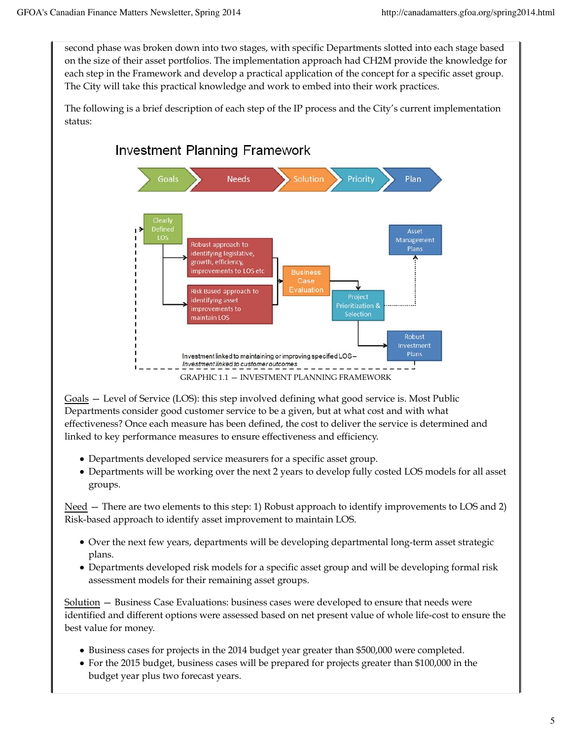second phase was broken down into two stages, with specific Departments slotted into each stage based on the size of their asset portfolios. The implementation approach had CH2M provide the knowledge for each step in the Framework and develop a practical application of the concept for a specific asset group. The City will take this practical knowledge and work to embed into their work practices.

The following is a brief description of each step of the IP process and the City's current implementation status:

**Investment Planning Framework**

Goals → Needs → Solution → Priority → Plan

- Clearly Defined LOS
- Robust approach to identifying legislative, growth, efficiency, improvements to LOS etc
- Risk Based approach to identifying asset improvements to maintain LOS
- Business Case Evaluation
- Project Prioritization & Selection
- Asset Management Plans
- Robust Investment Plans

Investment linked to maintaining or improving specified LOS – *Investment linked to customer outcomes*

GRAPHIC 1.1 — INVESTMENT PLANNING FRAMEWORK

Goals — Level of Service (LOS): this step involved defining what good service is. Most Public Departments consider good customer service to be a given, but at what cost and with what effectiveness? Once each measure has been defined, the cost to deliver the service is determined and linked to key performance measures to ensure effectiveness and efficiency.

- Departments developed service measurers for a specific asset group.
- Departments will be working over the next 2 years to develop fully costed LOS models for all asset groups.

Need — There are two elements to this step: 1) Robust approach to identify improvements to LOS and 2) Risk-based approach to identify asset improvement to maintain LOS.

- Over the next few years, departments will be developing departmental long-term asset strategic plans.
- Departments developed risk models for a specific asset group and will be developing formal risk assessment models for their remaining asset groups.

Solution — Business Case Evaluations: business cases were developed to ensure that needs were identified and different options were assessed based on net present value of whole life-cost to ensure the best value for money.

- Business cases for projects in the 2014 budget year greater than $500,000 were completed.
- For the 2015 budget, business cases will be prepared for projects greater than $100,000 in the budget year plus two forecast years.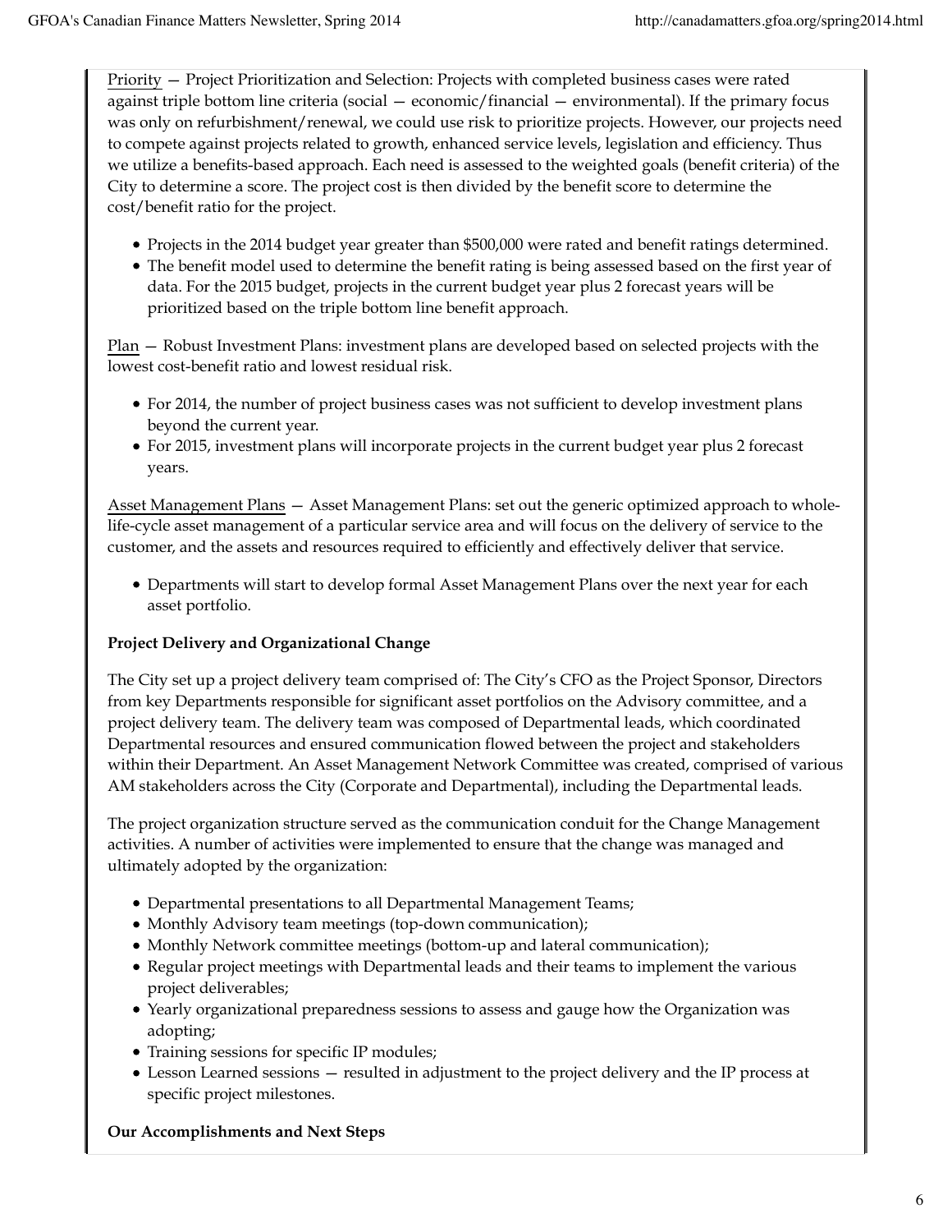Priority — Project Prioritization and Selection: Projects with completed business cases were rated against triple bottom line criteria (social — economic/financial — environmental). If the primary focus was only on refurbishment/renewal, we could use risk to prioritize projects. However, our projects need to compete against projects related to growth, enhanced service levels, legislation and efficiency. Thus we utilize a benefits-based approach. Each need is assessed to the weighted goals (benefit criteria) of the City to determine a score. The project cost is then divided by the benefit score to determine the cost/benefit ratio for the project.

- Projects in the 2014 budget year greater than $500,000 were rated and benefit ratings determined.
- The benefit model used to determine the benefit rating is being assessed based on the first year of data. For the 2015 budget, projects in the current budget year plus 2 forecast years will be prioritized based on the triple bottom line benefit approach.

Plan — Robust Investment Plans: investment plans are developed based on selected projects with the lowest cost-benefit ratio and lowest residual risk.

- For 2014, the number of project business cases was not sufficient to develop investment plans beyond the current year.
- For 2015, investment plans will incorporate projects in the current budget year plus 2 forecast years.

Asset Management Plans — Asset Management Plans: set out the generic optimized approach to whole-life-cycle asset management of a particular service area and will focus on the delivery of service to the customer, and the assets and resources required to efficiently and effectively deliver that service.

- Departments will start to develop formal Asset Management Plans over the next year for each asset portfolio.

**Project Delivery and Organizational Change**

The City set up a project delivery team comprised of: The City's CFO as the Project Sponsor, Directors from key Departments responsible for significant asset portfolios on the Advisory committee, and a project delivery team. The delivery team was composed of Departmental leads, which coordinated Departmental resources and ensured communication flowed between the project and stakeholders within their Department. An Asset Management Network Committee was created, comprised of various AM stakeholders across the City (Corporate and Departmental), including the Departmental leads.

The project organization structure served as the communication conduit for the Change Management activities. A number of activities were implemented to ensure that the change was managed and ultimately adopted by the organization:

- Departmental presentations to all Departmental Management Teams;
- Monthly Advisory team meetings (top-down communication);
- Monthly Network committee meetings (bottom-up and lateral communication);
- Regular project meetings with Departmental leads and their teams to implement the various project deliverables;
- Yearly organizational preparedness sessions to assess and gauge how the Organization was adopting;
- Training sessions for specific IP modules;
- Lesson Learned sessions — resulted in adjustment to the project delivery and the IP process at specific project milestones.

**Our Accomplishments and Next Steps**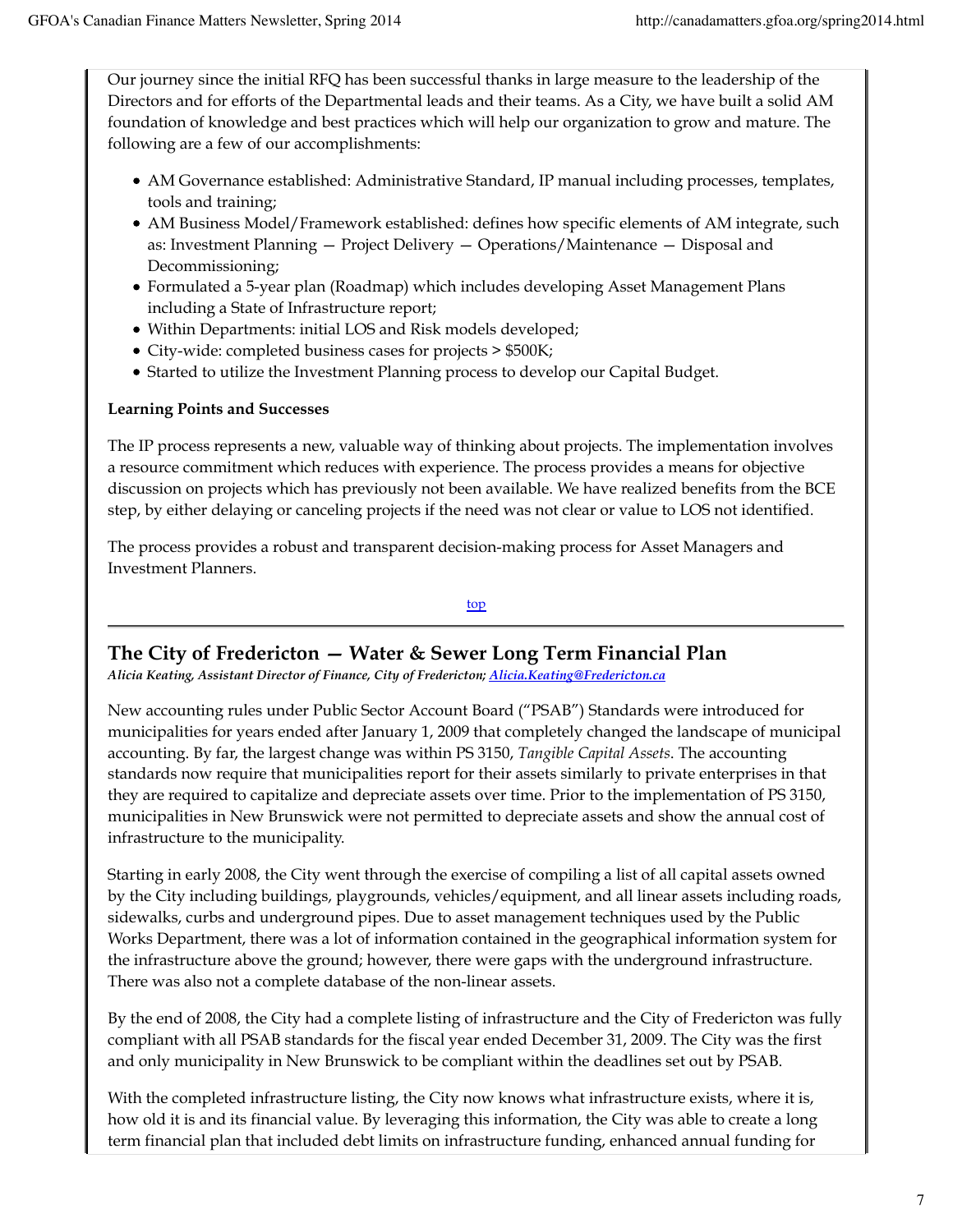Our journey since the initial RFQ has been successful thanks in large measure to the leadership of the Directors and for efforts of the Departmental leads and their teams. As a City, we have built a solid AM foundation of knowledge and best practices which will help our organization to grow and mature. The following are a few of our accomplishments:

- AM Governance established: Administrative Standard, IP manual including processes, templates, tools and training;
- AM Business Model/Framework established: defines how specific elements of AM integrate, such as: Investment Planning — Project Delivery — Operations/Maintenance — Disposal and Decommissioning;
- Formulated a 5-year plan (Roadmap) which includes developing Asset Management Plans including a State of Infrastructure report;
- Within Departments: initial LOS and Risk models developed;
- City-wide: completed business cases for projects > $500K;
- Started to utilize the Investment Planning process to develop our Capital Budget.

**Learning Points and Successes**

The IP process represents a new, valuable way of thinking about projects. The implementation involves a resource commitment which reduces with experience. The process provides a means for objective discussion on projects which has previously not been available. We have realized benefits from the BCE step, by either delaying or canceling projects if the need was not clear or value to LOS not identified.

The process provides a robust and transparent decision-making process for Asset Managers and Investment Planners.

top

## The City of Fredericton — Water & Sewer Long Term Financial Plan

*Alicia Keating, Assistant Director of Finance, City of Fredericton; Alicia.Keating@Fredericton.ca*

New accounting rules under Public Sector Account Board ("PSAB") Standards were introduced for municipalities for years ended after January 1, 2009 that completely changed the landscape of municipal accounting. By far, the largest change was within PS 3150, *Tangible Capital Assets*. The accounting standards now require that municipalities report for their assets similarly to private enterprises in that they are required to capitalize and depreciate assets over time. Prior to the implementation of PS 3150, municipalities in New Brunswick were not permitted to depreciate assets and show the annual cost of infrastructure to the municipality.

Starting in early 2008, the City went through the exercise of compiling a list of all capital assets owned by the City including buildings, playgrounds, vehicles/equipment, and all linear assets including roads, sidewalks, curbs and underground pipes. Due to asset management techniques used by the Public Works Department, there was a lot of information contained in the geographical information system for the infrastructure above the ground; however, there were gaps with the underground infrastructure. There was also not a complete database of the non-linear assets.

By the end of 2008, the City had a complete listing of infrastructure and the City of Fredericton was fully compliant with all PSAB standards for the fiscal year ended December 31, 2009. The City was the first and only municipality in New Brunswick to be compliant within the deadlines set out by PSAB.

With the completed infrastructure listing, the City now knows what infrastructure exists, where it is, how old it is and its financial value. By leveraging this information, the City was able to create a long term financial plan that included debt limits on infrastructure funding, enhanced annual funding for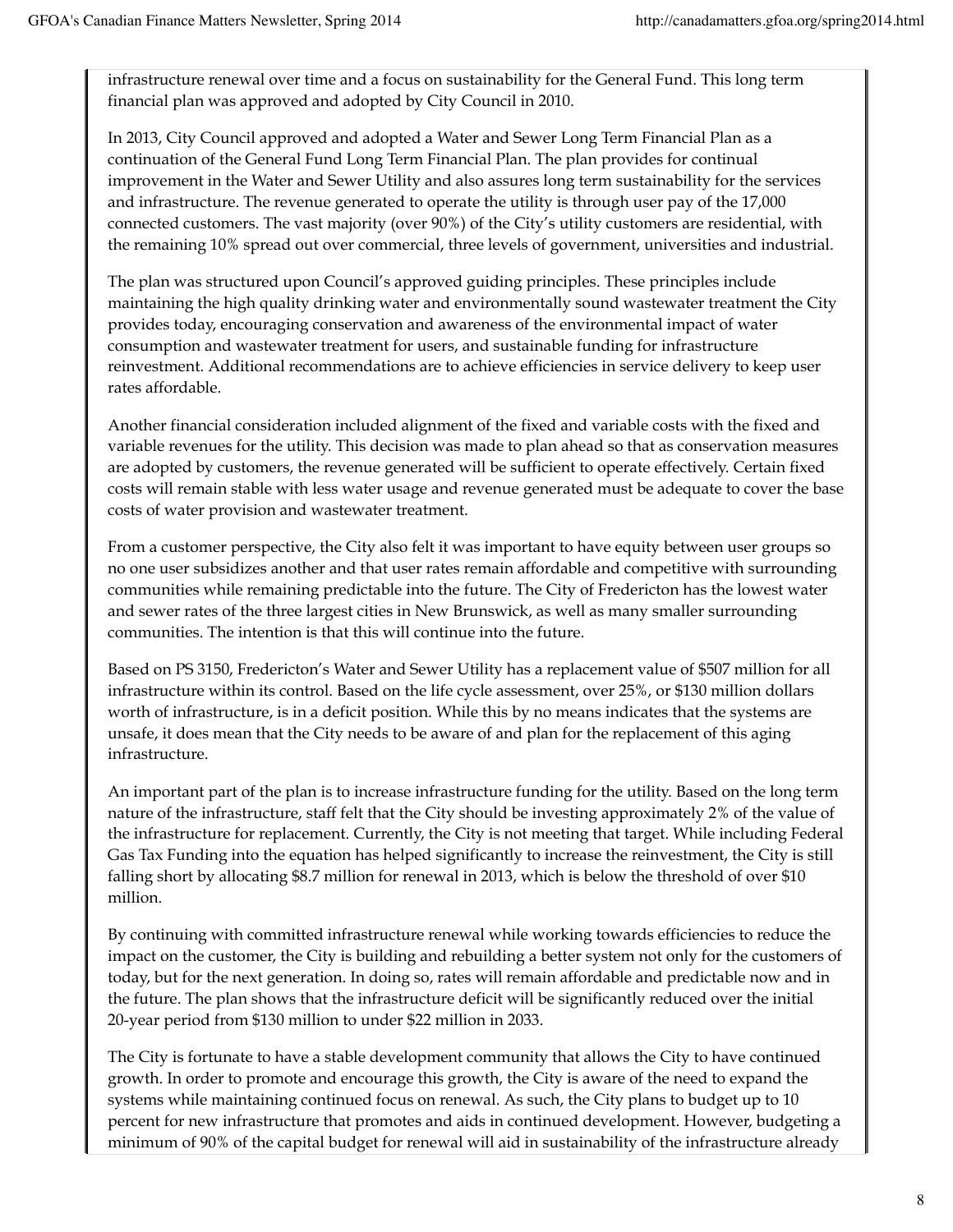infrastructure renewal over time and a focus on sustainability for the General Fund. This long term financial plan was approved and adopted by City Council in 2010.

In 2013, City Council approved and adopted a Water and Sewer Long Term Financial Plan as a continuation of the General Fund Long Term Financial Plan. The plan provides for continual improvement in the Water and Sewer Utility and also assures long term sustainability for the services and infrastructure. The revenue generated to operate the utility is through user pay of the 17,000 connected customers. The vast majority (over 90%) of the City's utility customers are residential, with the remaining 10% spread out over commercial, three levels of government, universities and industrial.

The plan was structured upon Council's approved guiding principles. These principles include maintaining the high quality drinking water and environmentally sound wastewater treatment the City provides today, encouraging conservation and awareness of the environmental impact of water consumption and wastewater treatment for users, and sustainable funding for infrastructure reinvestment. Additional recommendations are to achieve efficiencies in service delivery to keep user rates affordable.

Another financial consideration included alignment of the fixed and variable costs with the fixed and variable revenues for the utility. This decision was made to plan ahead so that as conservation measures are adopted by customers, the revenue generated will be sufficient to operate effectively. Certain fixed costs will remain stable with less water usage and revenue generated must be adequate to cover the base costs of water provision and wastewater treatment.

From a customer perspective, the City also felt it was important to have equity between user groups so no one user subsidizes another and that user rates remain affordable and competitive with surrounding communities while remaining predictable into the future. The City of Fredericton has the lowest water and sewer rates of the three largest cities in New Brunswick, as well as many smaller surrounding communities. The intention is that this will continue into the future.

Based on PS 3150, Fredericton's Water and Sewer Utility has a replacement value of $507 million for all infrastructure within its control. Based on the life cycle assessment, over 25%, or $130 million dollars worth of infrastructure, is in a deficit position. While this by no means indicates that the systems are unsafe, it does mean that the City needs to be aware of and plan for the replacement of this aging infrastructure.

An important part of the plan is to increase infrastructure funding for the utility. Based on the long term nature of the infrastructure, staff felt that the City should be investing approximately 2% of the value of the infrastructure for replacement. Currently, the City is not meeting that target. While including Federal Gas Tax Funding into the equation has helped significantly to increase the reinvestment, the City is still falling short by allocating $8.7 million for renewal in 2013, which is below the threshold of over $10 million.

By continuing with committed infrastructure renewal while working towards efficiencies to reduce the impact on the customer, the City is building and rebuilding a better system not only for the customers of today, but for the next generation. In doing so, rates will remain affordable and predictable now and in the future. The plan shows that the infrastructure deficit will be significantly reduced over the initial 20-year period from $130 million to under $22 million in 2033.

The City is fortunate to have a stable development community that allows the City to have continued growth. In order to promote and encourage this growth, the City is aware of the need to expand the systems while maintaining continued focus on renewal. As such, the City plans to budget up to 10 percent for new infrastructure that promotes and aids in continued development. However, budgeting a minimum of 90% of the capital budget for renewal will aid in sustainability of the infrastructure already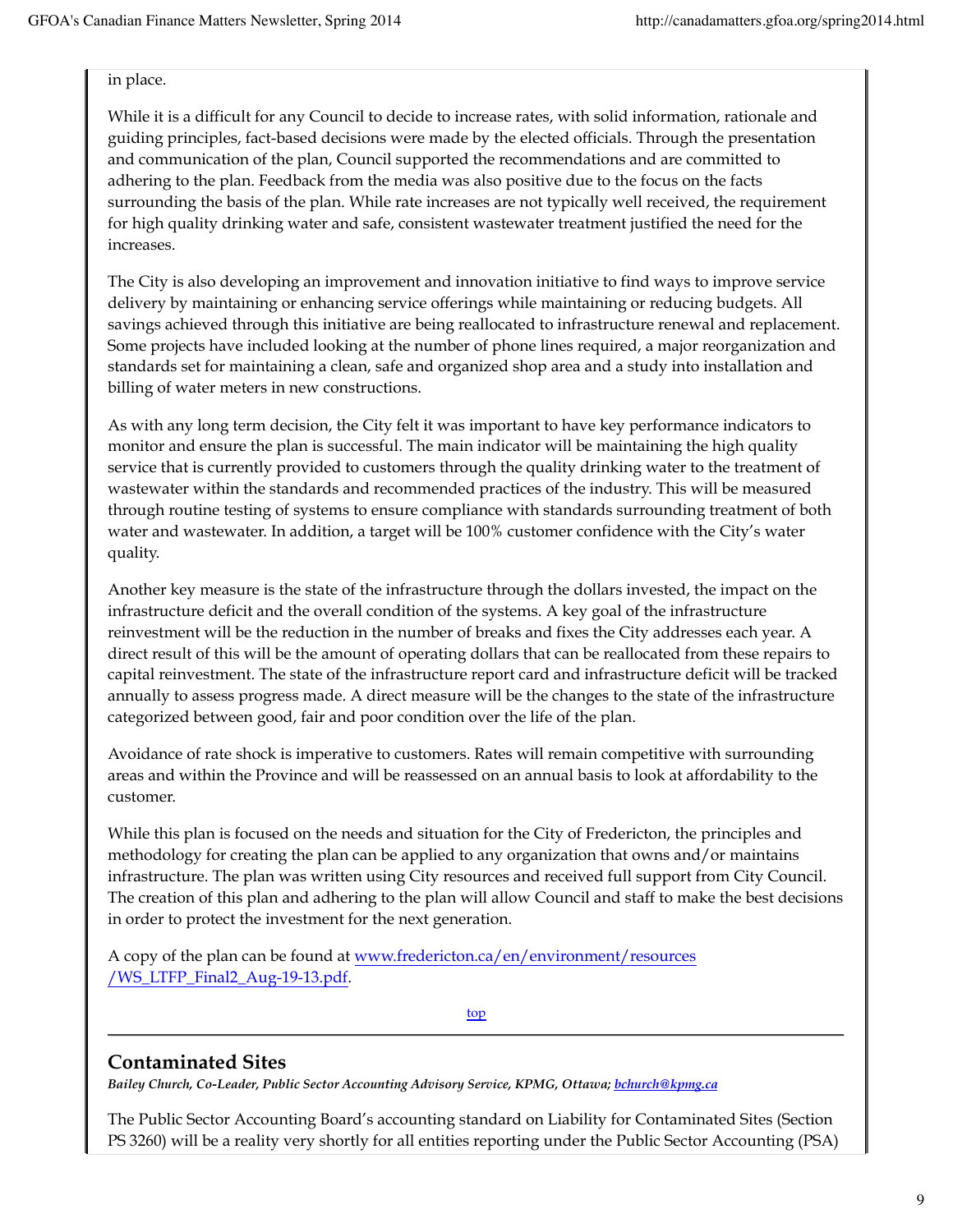in place.

While it is a difficult for any Council to decide to increase rates, with solid information, rationale and guiding principles, fact-based decisions were made by the elected officials. Through the presentation and communication of the plan, Council supported the recommendations and are committed to adhering to the plan. Feedback from the media was also positive due to the focus on the facts surrounding the basis of the plan. While rate increases are not typically well received, the requirement for high quality drinking water and safe, consistent wastewater treatment justified the need for the increases.

The City is also developing an improvement and innovation initiative to find ways to improve service delivery by maintaining or enhancing service offerings while maintaining or reducing budgets. All savings achieved through this initiative are being reallocated to infrastructure renewal and replacement. Some projects have included looking at the number of phone lines required, a major reorganization and standards set for maintaining a clean, safe and organized shop area and a study into installation and billing of water meters in new constructions.

As with any long term decision, the City felt it was important to have key performance indicators to monitor and ensure the plan is successful. The main indicator will be maintaining the high quality service that is currently provided to customers through the quality drinking water to the treatment of wastewater within the standards and recommended practices of the industry. This will be measured through routine testing of systems to ensure compliance with standards surrounding treatment of both water and wastewater. In addition, a target will be 100% customer confidence with the City's water quality.

Another key measure is the state of the infrastructure through the dollars invested, the impact on the infrastructure deficit and the overall condition of the systems. A key goal of the infrastructure reinvestment will be the reduction in the number of breaks and fixes the City addresses each year. A direct result of this will be the amount of operating dollars that can be reallocated from these repairs to capital reinvestment. The state of the infrastructure report card and infrastructure deficit will be tracked annually to assess progress made. A direct measure will be the changes to the state of the infrastructure categorized between good, fair and poor condition over the life of the plan.

Avoidance of rate shock is imperative to customers. Rates will remain competitive with surrounding areas and within the Province and will be reassessed on an annual basis to look at affordability to the customer.

While this plan is focused on the needs and situation for the City of Fredericton, the principles and methodology for creating the plan can be applied to any organization that owns and/or maintains infrastructure. The plan was written using City resources and received full support from City Council. The creation of this plan and adhering to the plan will allow Council and staff to make the best decisions in order to protect the investment for the next generation.

A copy of the plan can be found at www.fredericton.ca/en/environment/resources/WS_LTFP_Final2_Aug-19-13.pdf.

top

---

## Contaminated Sites

***Bailey Church, Co-Leader, Public Sector Accounting Advisory Service, KPMG, Ottawa; bchurch@kpmg.ca***

The Public Sector Accounting Board's accounting standard on Liability for Contaminated Sites (Section PS 3260) will be a reality very shortly for all entities reporting under the Public Sector Accounting (PSA)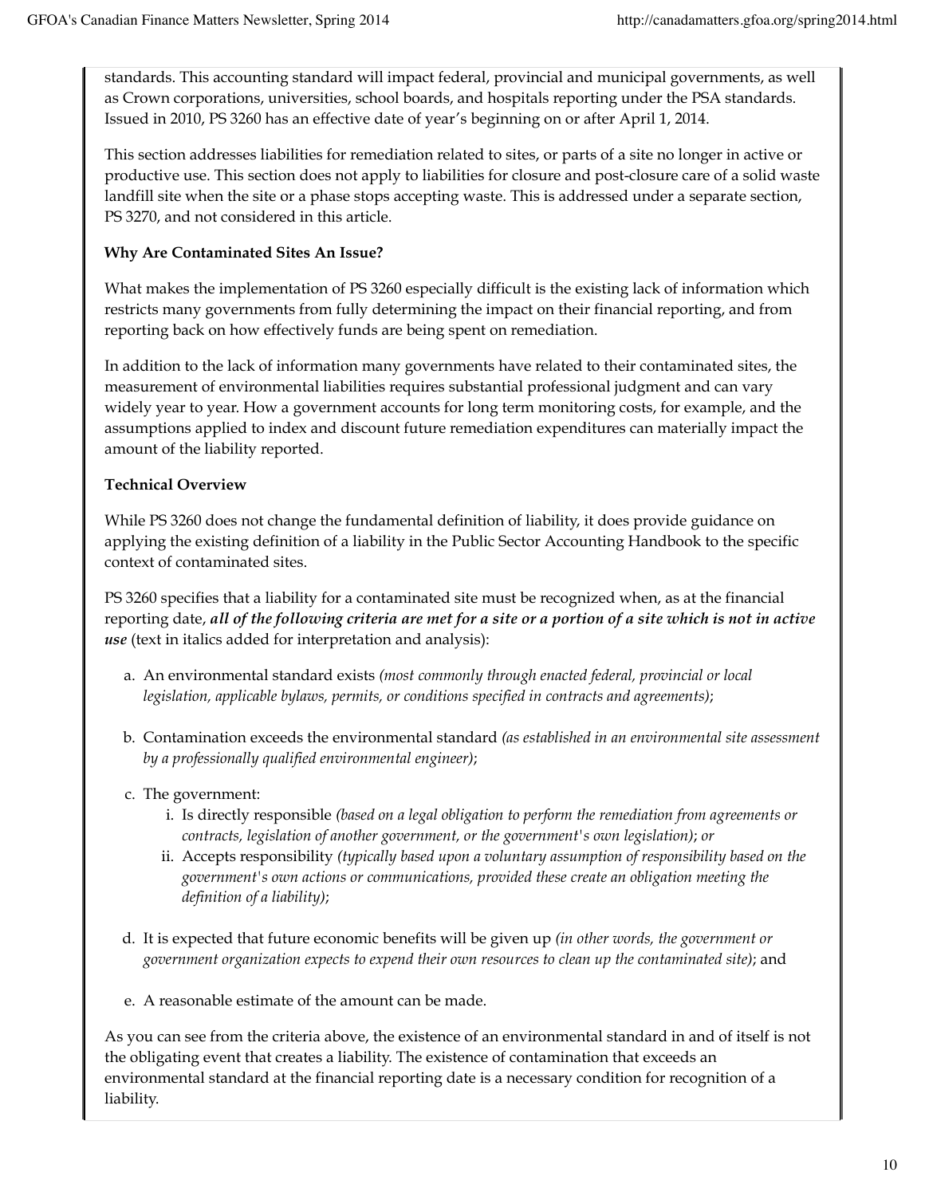standards. This accounting standard will impact federal, provincial and municipal governments, as well as Crown corporations, universities, school boards, and hospitals reporting under the PSA standards. Issued in 2010, PS 3260 has an effective date of year's beginning on or after April 1, 2014.

This section addresses liabilities for remediation related to sites, or parts of a site no longer in active or productive use. This section does not apply to liabilities for closure and post-closure care of a solid waste landfill site when the site or a phase stops accepting waste. This is addressed under a separate section, PS 3270, and not considered in this article.

**Why Are Contaminated Sites An Issue?**

What makes the implementation of PS 3260 especially difficult is the existing lack of information which restricts many governments from fully determining the impact on their financial reporting, and from reporting back on how effectively funds are being spent on remediation.

In addition to the lack of information many governments have related to their contaminated sites, the measurement of environmental liabilities requires substantial professional judgment and can vary widely year to year. How a government accounts for long term monitoring costs, for example, and the assumptions applied to index and discount future remediation expenditures can materially impact the amount of the liability reported.

**Technical Overview**

While PS 3260 does not change the fundamental definition of liability, it does provide guidance on applying the existing definition of a liability in the Public Sector Accounting Handbook to the specific context of contaminated sites.

PS 3260 specifies that a liability for a contaminated site must be recognized when, as at the financial reporting date, ***all of the following criteria are met for a site or a portion of a site which is not in active use*** (text in italics added for interpretation and analysis):

a. An environmental standard exists *(most commonly through enacted federal, provincial or local legislation, applicable bylaws, permits, or conditions specified in contracts and agreements)*;

b. Contamination exceeds the environmental standard *(as established in an environmental site assessment by a professionally qualified environmental engineer)*;

c. The government:
   i. Is directly responsible *(based on a legal obligation to perform the remediation from agreements or contracts, legislation of another government, or the government's own legislation)*; *or*
   ii. Accepts responsibility *(typically based upon a voluntary assumption of responsibility based on the government's own actions or communications, provided these create an obligation meeting the definition of a liability)*;

d. It is expected that future economic benefits will be given up *(in other words, the government or government organization expects to expend their own resources to clean up the contaminated site)*; and

e. A reasonable estimate of the amount can be made.

As you can see from the criteria above, the existence of an environmental standard in and of itself is not the obligating event that creates a liability. The existence of contamination that exceeds an environmental standard at the financial reporting date is a necessary condition for recognition of a liability.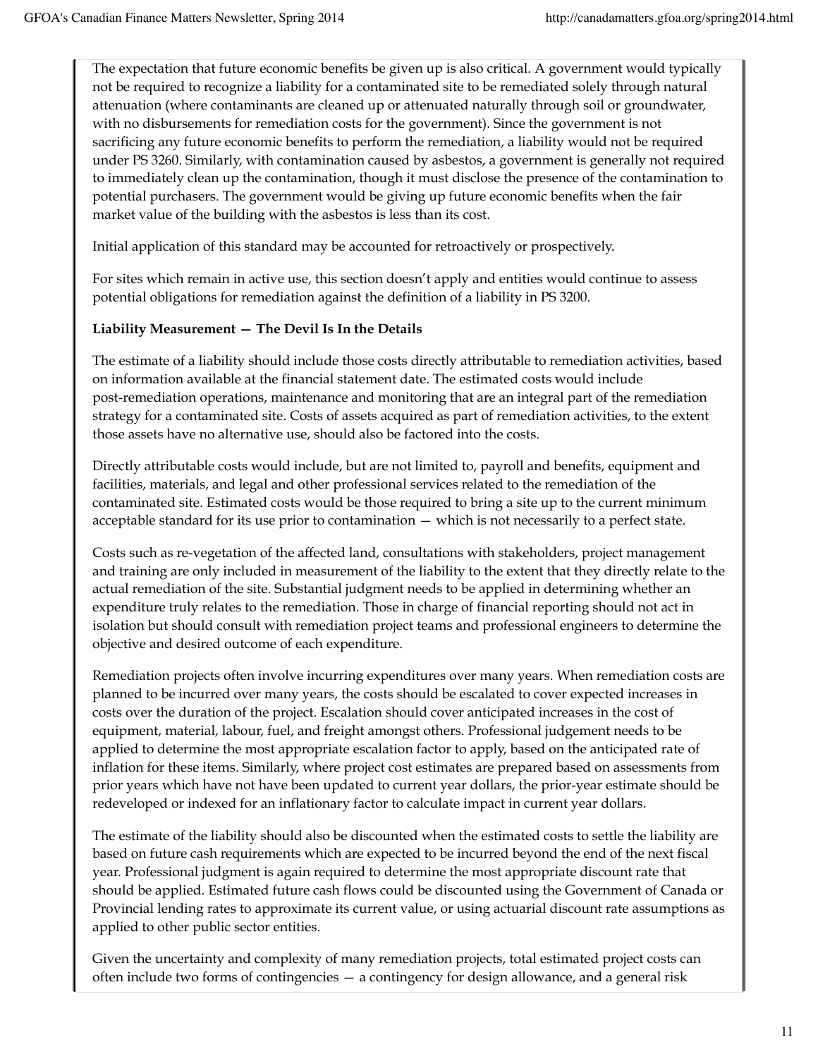The expectation that future economic benefits be given up is also critical. A government would typically not be required to recognize a liability for a contaminated site to be remediated solely through natural attenuation (where contaminants are cleaned up or attenuated naturally through soil or groundwater, with no disbursements for remediation costs for the government). Since the government is not sacrificing any future economic benefits to perform the remediation, a liability would not be required under PS 3260. Similarly, with contamination caused by asbestos, a government is generally not required to immediately clean up the contamination, though it must disclose the presence of the contamination to potential purchasers. The government would be giving up future economic benefits when the fair market value of the building with the asbestos is less than its cost.

Initial application of this standard may be accounted for retroactively or prospectively.

For sites which remain in active use, this section doesn't apply and entities would continue to assess potential obligations for remediation against the definition of a liability in PS 3200.

**Liability Measurement — The Devil Is In the Details**

The estimate of a liability should include those costs directly attributable to remediation activities, based on information available at the financial statement date. The estimated costs would include post-remediation operations, maintenance and monitoring that are an integral part of the remediation strategy for a contaminated site. Costs of assets acquired as part of remediation activities, to the extent those assets have no alternative use, should also be factored into the costs.

Directly attributable costs would include, but are not limited to, payroll and benefits, equipment and facilities, materials, and legal and other professional services related to the remediation of the contaminated site. Estimated costs would be those required to bring a site up to the current minimum acceptable standard for its use prior to contamination — which is not necessarily to a perfect state.

Costs such as re-vegetation of the affected land, consultations with stakeholders, project management and training are only included in measurement of the liability to the extent that they directly relate to the actual remediation of the site. Substantial judgment needs to be applied in determining whether an expenditure truly relates to the remediation. Those in charge of financial reporting should not act in isolation but should consult with remediation project teams and professional engineers to determine the objective and desired outcome of each expenditure.

Remediation projects often involve incurring expenditures over many years. When remediation costs are planned to be incurred over many years, the costs should be escalated to cover expected increases in costs over the duration of the project. Escalation should cover anticipated increases in the cost of equipment, material, labour, fuel, and freight amongst others. Professional judgement needs to be applied to determine the most appropriate escalation factor to apply, based on the anticipated rate of inflation for these items. Similarly, where project cost estimates are prepared based on assessments from prior years which have not have been updated to current year dollars, the prior-year estimate should be redeveloped or indexed for an inflationary factor to calculate impact in current year dollars.

The estimate of the liability should also be discounted when the estimated costs to settle the liability are based on future cash requirements which are expected to be incurred beyond the end of the next fiscal year. Professional judgment is again required to determine the most appropriate discount rate that should be applied. Estimated future cash flows could be discounted using the Government of Canada or Provincial lending rates to approximate its current value, or using actuarial discount rate assumptions as applied to other public sector entities.

Given the uncertainty and complexity of many remediation projects, total estimated project costs can often include two forms of contingencies — a contingency for design allowance, and a general risk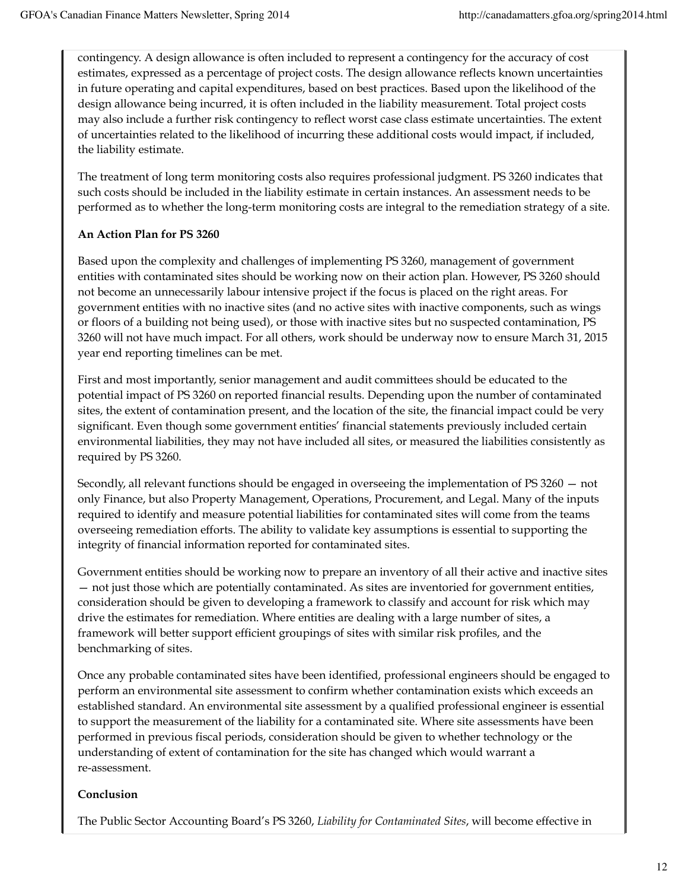contingency. A design allowance is often included to represent a contingency for the accuracy of cost estimates, expressed as a percentage of project costs. The design allowance reflects known uncertainties in future operating and capital expenditures, based on best practices. Based upon the likelihood of the design allowance being incurred, it is often included in the liability measurement. Total project costs may also include a further risk contingency to reflect worst case class estimate uncertainties. The extent of uncertainties related to the likelihood of incurring these additional costs would impact, if included, the liability estimate.

The treatment of long term monitoring costs also requires professional judgment. PS 3260 indicates that such costs should be included in the liability estimate in certain instances. An assessment needs to be performed as to whether the long-term monitoring costs are integral to the remediation strategy of a site.

**An Action Plan for PS 3260**

Based upon the complexity and challenges of implementing PS 3260, management of government entities with contaminated sites should be working now on their action plan. However, PS 3260 should not become an unnecessarily labour intensive project if the focus is placed on the right areas. For government entities with no inactive sites (and no active sites with inactive components, such as wings or floors of a building not being used), or those with inactive sites but no suspected contamination, PS 3260 will not have much impact. For all others, work should be underway now to ensure March 31, 2015 year end reporting timelines can be met.

First and most importantly, senior management and audit committees should be educated to the potential impact of PS 3260 on reported financial results. Depending upon the number of contaminated sites, the extent of contamination present, and the location of the site, the financial impact could be very significant. Even though some government entities' financial statements previously included certain environmental liabilities, they may not have included all sites, or measured the liabilities consistently as required by PS 3260.

Secondly, all relevant functions should be engaged in overseeing the implementation of PS 3260 — not only Finance, but also Property Management, Operations, Procurement, and Legal. Many of the inputs required to identify and measure potential liabilities for contaminated sites will come from the teams overseeing remediation efforts. The ability to validate key assumptions is essential to supporting the integrity of financial information reported for contaminated sites.

Government entities should be working now to prepare an inventory of all their active and inactive sites — not just those which are potentially contaminated. As sites are inventoried for government entities, consideration should be given to developing a framework to classify and account for risk which may drive the estimates for remediation. Where entities are dealing with a large number of sites, a framework will better support efficient groupings of sites with similar risk profiles, and the benchmarking of sites.

Once any probable contaminated sites have been identified, professional engineers should be engaged to perform an environmental site assessment to confirm whether contamination exists which exceeds an established standard. An environmental site assessment by a qualified professional engineer is essential to support the measurement of the liability for a contaminated site. Where site assessments have been performed in previous fiscal periods, consideration should be given to whether technology or the understanding of extent of contamination for the site has changed which would warrant a re-assessment.

**Conclusion**

The Public Sector Accounting Board's PS 3260, *Liability for Contaminated Sites*, will become effective in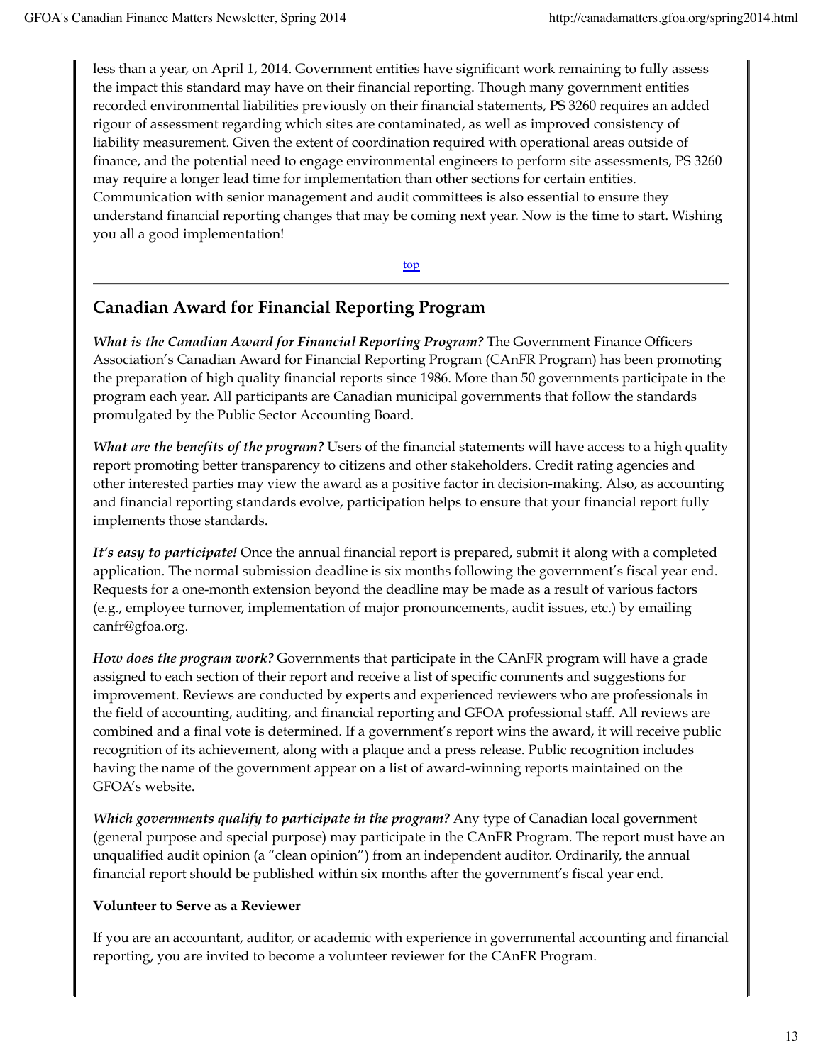less than a year, on April 1, 2014. Government entities have significant work remaining to fully assess the impact this standard may have on their financial reporting. Though many government entities recorded environmental liabilities previously on their financial statements, PS 3260 requires an added rigour of assessment regarding which sites are contaminated, as well as improved consistency of liability measurement. Given the extent of coordination required with operational areas outside of finance, and the potential need to engage environmental engineers to perform site assessments, PS 3260 may require a longer lead time for implementation than other sections for certain entities. Communication with senior management and audit committees is also essential to ensure they understand financial reporting changes that may be coming next year. Now is the time to start. Wishing you all a good implementation!

top

---

## Canadian Award for Financial Reporting Program

***What is the Canadian Award for Financial Reporting Program?*** The Government Finance Officers Association's Canadian Award for Financial Reporting Program (CAnFR Program) has been promoting the preparation of high quality financial reports since 1986. More than 50 governments participate in the program each year. All participants are Canadian municipal governments that follow the standards promulgated by the Public Sector Accounting Board.

***What are the benefits of the program?*** Users of the financial statements will have access to a high quality report promoting better transparency to citizens and other stakeholders. Credit rating agencies and other interested parties may view the award as a positive factor in decision-making. Also, as accounting and financial reporting standards evolve, participation helps to ensure that your financial report fully implements those standards.

***It's easy to participate!*** Once the annual financial report is prepared, submit it along with a completed application. The normal submission deadline is six months following the government's fiscal year end. Requests for a one-month extension beyond the deadline may be made as a result of various factors (e.g., employee turnover, implementation of major pronouncements, audit issues, etc.) by emailing canfr@gfoa.org.

***How does the program work?*** Governments that participate in the CAnFR program will have a grade assigned to each section of their report and receive a list of specific comments and suggestions for improvement. Reviews are conducted by experts and experienced reviewers who are professionals in the field of accounting, auditing, and financial reporting and GFOA professional staff. All reviews are combined and a final vote is determined. If a government's report wins the award, it will receive public recognition of its achievement, along with a plaque and a press release. Public recognition includes having the name of the government appear on a list of award-winning reports maintained on the GFOA's website.

***Which governments qualify to participate in the program?*** Any type of Canadian local government (general purpose and special purpose) may participate in the CAnFR Program. The report must have an unqualified audit opinion (a "clean opinion") from an independent auditor. Ordinarily, the annual financial report should be published within six months after the government's fiscal year end.

**Volunteer to Serve as a Reviewer**

If you are an accountant, auditor, or academic with experience in governmental accounting and financial reporting, you are invited to become a volunteer reviewer for the CAnFR Program.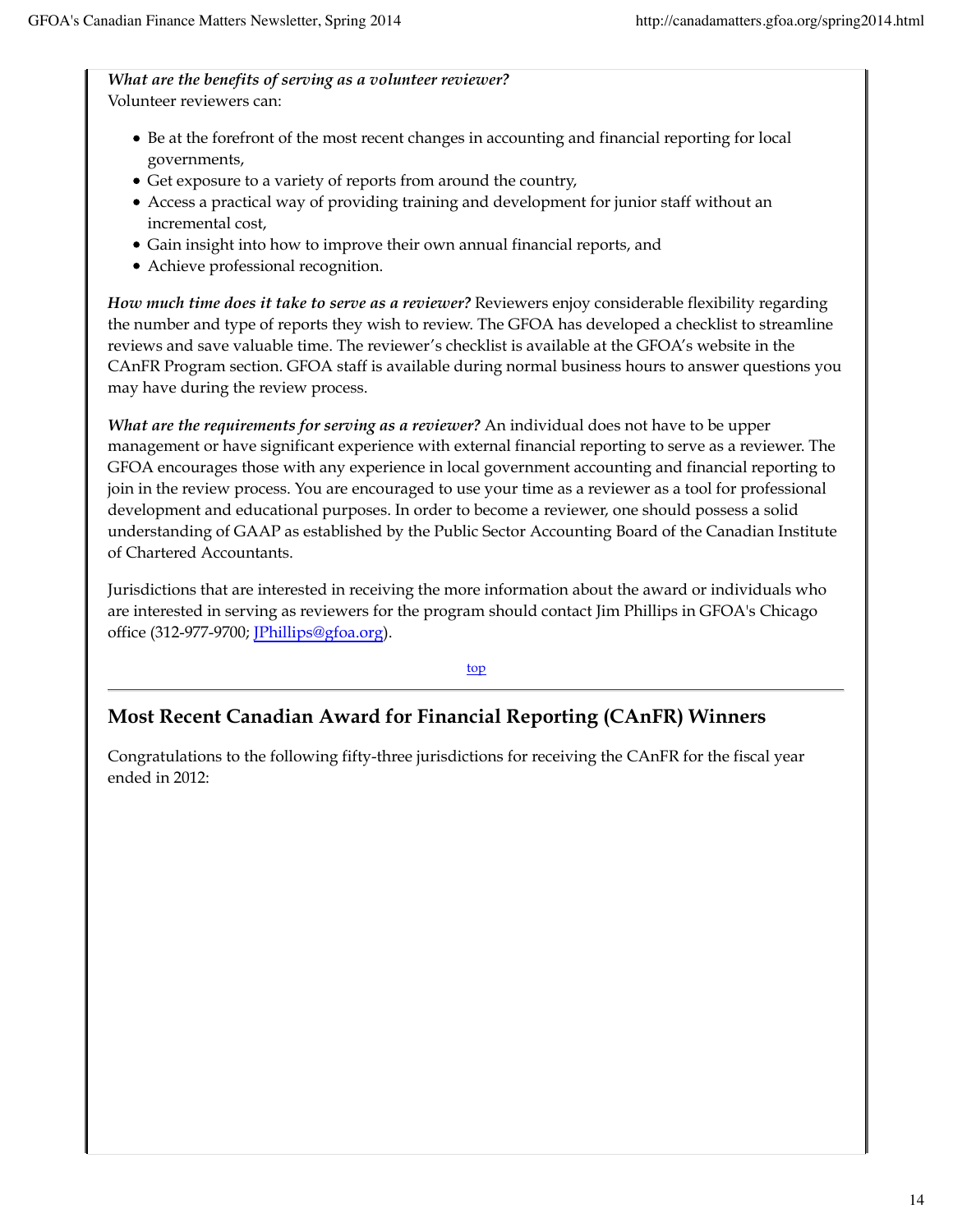***What are the benefits of serving as a volunteer reviewer?***
Volunteer reviewers can:

- Be at the forefront of the most recent changes in accounting and financial reporting for local governments,
- Get exposure to a variety of reports from around the country,
- Access a practical way of providing training and development for junior staff without an incremental cost,
- Gain insight into how to improve their own annual financial reports, and
- Achieve professional recognition.

***How much time does it take to serve as a reviewer?*** Reviewers enjoy considerable flexibility regarding the number and type of reports they wish to review. The GFOA has developed a checklist to streamline reviews and save valuable time. The reviewer's checklist is available at the GFOA's website in the CAnFR Program section. GFOA staff is available during normal business hours to answer questions you may have during the review process.

***What are the requirements for serving as a reviewer?*** An individual does not have to be upper management or have significant experience with external financial reporting to serve as a reviewer. The GFOA encourages those with any experience in local government accounting and financial reporting to join in the review process. You are encouraged to use your time as a reviewer as a tool for professional development and educational purposes. In order to become a reviewer, one should possess a solid understanding of GAAP as established by the Public Sector Accounting Board of the Canadian Institute of Chartered Accountants.

Jurisdictions that are interested in receiving the more information about the award or individuals who are interested in serving as reviewers for the program should contact Jim Phillips in GFOA's Chicago office (312-977-9700; JPhillips@gfoa.org).

top

---

## Most Recent Canadian Award for Financial Reporting (CAnFR) Winners

Congratulations to the following fifty-three jurisdictions for receiving the CAnFR for the fiscal year ended in 2012: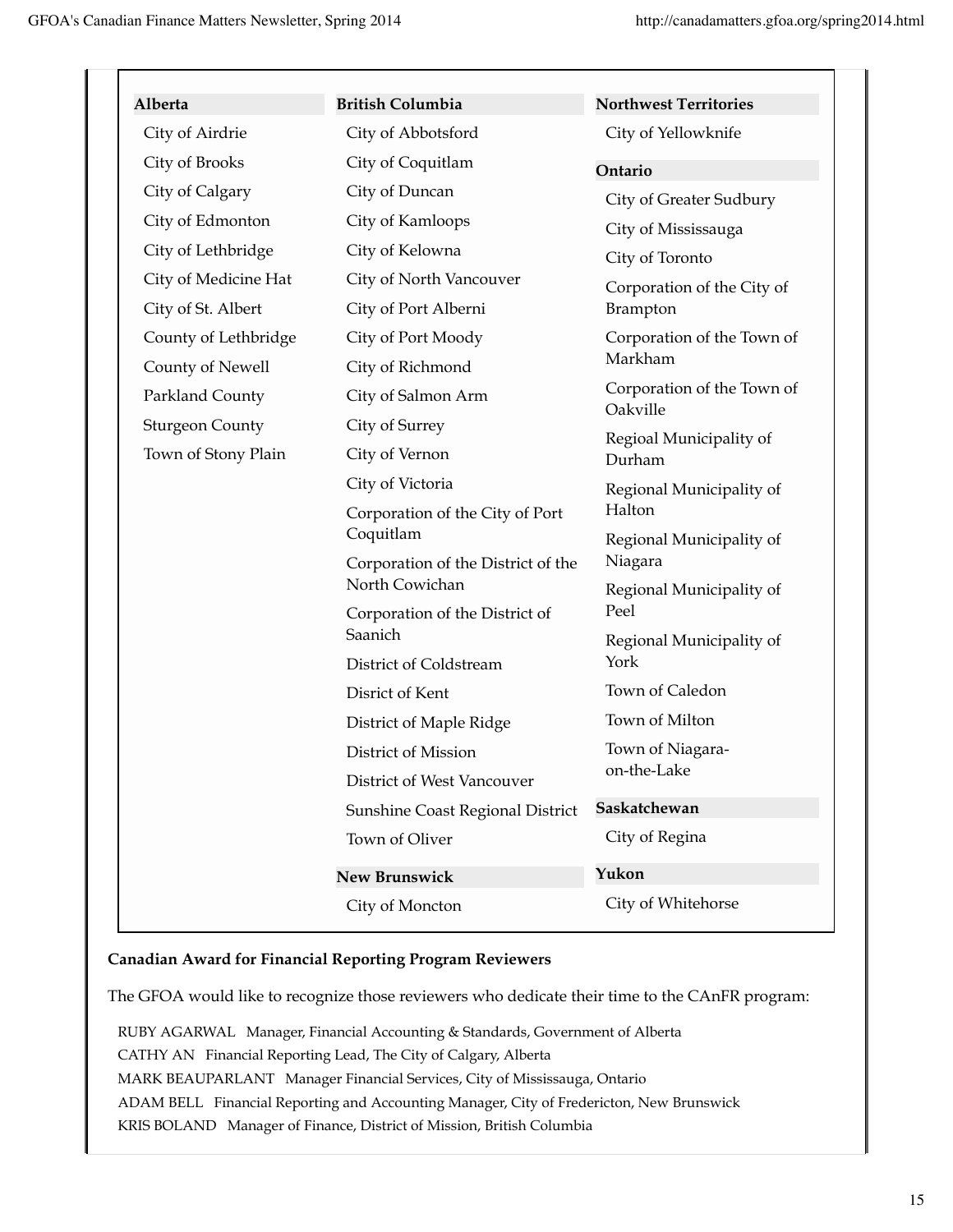**Alberta**

- City of Airdrie
- City of Brooks
- City of Calgary
- City of Edmonton
- City of Lethbridge
- City of Medicine Hat
- City of St. Albert
- County of Lethbridge
- County of Newell
- Parkland County
- Sturgeon County
- Town of Stony Plain

**British Columbia**

- City of Abbotsford
- City of Coquitlam
- City of Duncan
- City of Kamloops
- City of Kelowna
- City of North Vancouver
- City of Port Alberni
- City of Port Moody
- City of Richmond
- City of Salmon Arm
- City of Surrey
- City of Vernon
- City of Victoria
- Corporation of the City of Port Coquitlam
- Corporation of the District of the North Cowichan
- Corporation of the District of Saanich
- District of Coldstream
- Disrict of Kent
- District of Maple Ridge
- District of Mission
- District of West Vancouver
- Sunshine Coast Regional District
- Town of Oliver

**New Brunswick**

- City of Moncton

**Northwest Territories**

- City of Yellowknife

**Ontario**

- City of Greater Sudbury
- City of Mississauga
- City of Toronto
- Corporation of the City of Brampton
- Corporation of the Town of Markham
- Corporation of the Town of Oakville
- Regioal Municipality of Durham
- Regional Municipality of Halton
- Regional Municipality of Niagara
- Regional Municipality of Peel
- Regional Municipality of York
- Town of Caledon
- Town of Milton
- Town of Niagara-on-the-Lake

**Saskatchewan**

- City of Regina

**Yukon**

- City of Whitehorse

**Canadian Award for Financial Reporting Program Reviewers**

The GFOA would like to recognize those reviewers who dedicate their time to the CAnFR program:

RUBY AGARWAL Manager, Financial Accounting & Standards, Government of Alberta
CATHY AN Financial Reporting Lead, The City of Calgary, Alberta
MARK BEAUPARLANT Manager Financial Services, City of Mississauga, Ontario
ADAM BELL Financial Reporting and Accounting Manager, City of Fredericton, New Brunswick
KRIS BOLAND Manager of Finance, District of Mission, British Columbia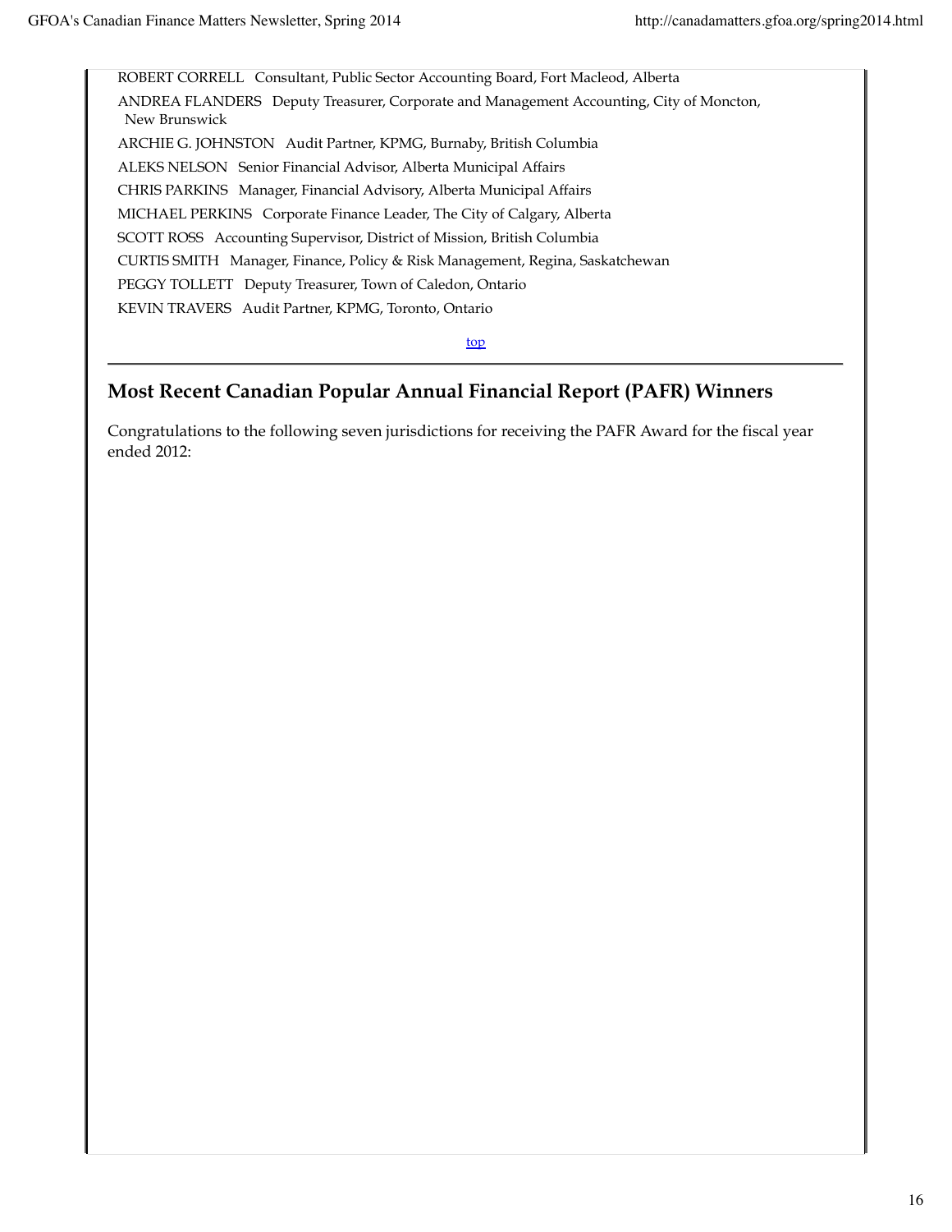ROBERT CORRELL   Consultant, Public Sector Accounting Board, Fort Macleod, Alberta

ANDREA FLANDERS   Deputy Treasurer, Corporate and Management Accounting, City of Moncton, New Brunswick

ARCHIE G. JOHNSTON   Audit Partner, KPMG, Burnaby, British Columbia

ALEKS NELSON   Senior Financial Advisor, Alberta Municipal Affairs

CHRIS PARKINS   Manager, Financial Advisory, Alberta Municipal Affairs

MICHAEL PERKINS   Corporate Finance Leader, The City of Calgary, Alberta

SCOTT ROSS   Accounting Supervisor, District of Mission, British Columbia

CURTIS SMITH   Manager, Finance, Policy & Risk Management, Regina, Saskatchewan

PEGGY TOLLETT   Deputy Treasurer, Town of Caledon, Ontario

KEVIN TRAVERS   Audit Partner, KPMG, Toronto, Ontario

top

---

## Most Recent Canadian Popular Annual Financial Report (PAFR) Winners

Congratulations to the following seven jurisdictions for receiving the PAFR Award for the fiscal year ended 2012: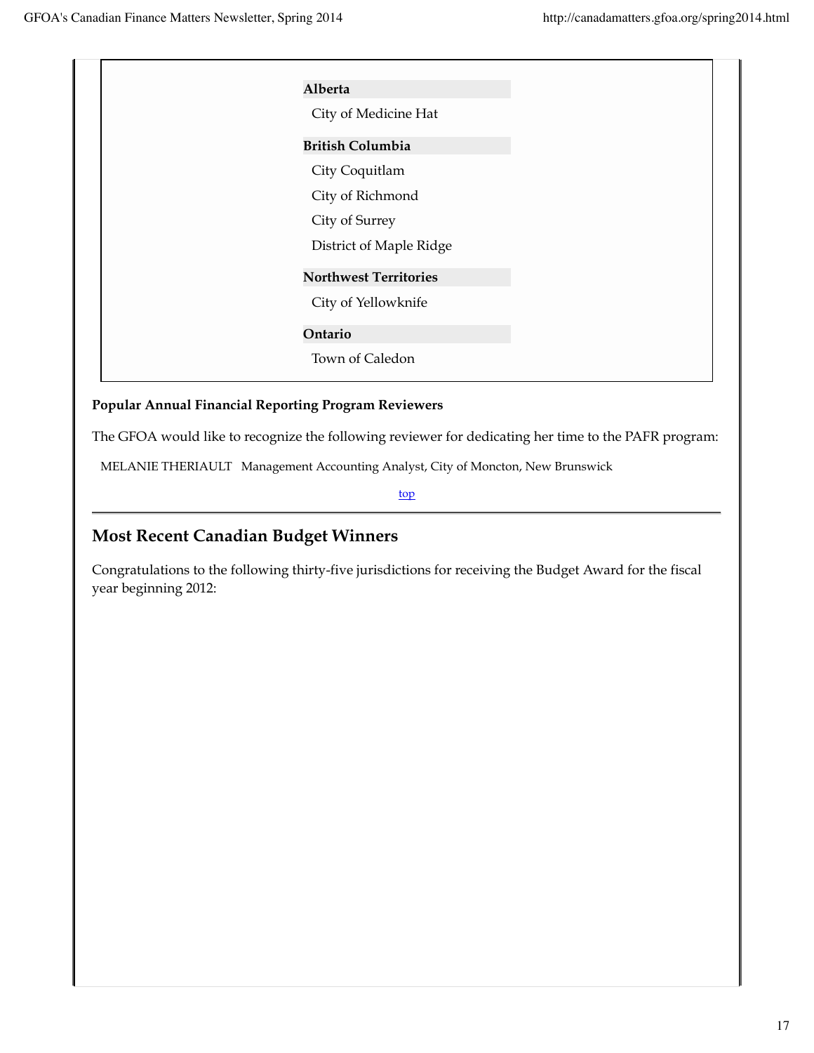**Alberta**

City of Medicine Hat

**British Columbia**

City Coquitlam

City of Richmond

City of Surrey

District of Maple Ridge

**Northwest Territories**

City of Yellowknife

**Ontario**

Town of Caledon

**Popular Annual Financial Reporting Program Reviewers**

The GFOA would like to recognize the following reviewer for dedicating her time to the PAFR program:

MELANIE THERIAULT   Management Accounting Analyst, City of Moncton, New Brunswick

top

## Most Recent Canadian Budget Winners

Congratulations to the following thirty-five jurisdictions for receiving the Budget Award for the fiscal year beginning 2012: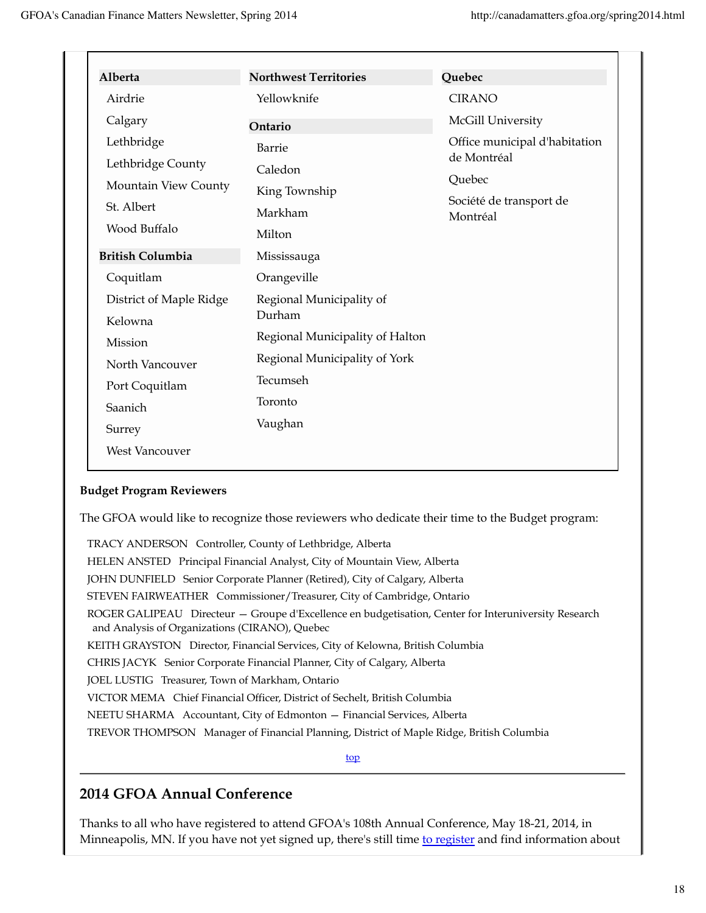**Alberta**

- Airdrie
- Calgary
- Lethbridge
- Lethbridge County
- Mountain View County
- St. Albert
- Wood Buffalo

**British Columbia**

- Coquitlam
- District of Maple Ridge
- Kelowna
- Mission
- North Vancouver
- Port Coquitlam
- Saanich
- Surrey
- West Vancouver

**Northwest Territories**

- Yellowknife

**Ontario**

- Barrie
- Caledon
- King Township
- Markham
- Milton
- Mississauga
- Orangeville
- Regional Municipality of Durham
- Regional Municipality of Halton
- Regional Municipality of York
- Tecumseh
- Toronto
- Vaughan

**Quebec**

- CIRANO
- McGill University
- Office municipal d'habitation de Montréal
- Quebec
- Société de transport de Montréal

**Budget Program Reviewers**

The GFOA would like to recognize those reviewers who dedicate their time to the Budget program:

TRACY ANDERSON   Controller, County of Lethbridge, Alberta
HELEN ANSTED   Principal Financial Analyst, City of Mountain View, Alberta
JOHN DUNFIELD   Senior Corporate Planner (Retired), City of Calgary, Alberta
STEVEN FAIRWEATHER   Commissioner/Treasurer, City of Cambridge, Ontario
ROGER GALIPEAU   Directeur — Groupe d'Excellence en budgetisation, Center for Interuniversity Research and Analysis of Organizations (CIRANO), Quebec
KEITH GRAYSTON   Director, Financial Services, City of Kelowna, British Columbia
CHRIS JACYK   Senior Corporate Financial Planner, City of Calgary, Alberta
JOEL LUSTIG   Treasurer, Town of Markham, Ontario
VICTOR MEMA   Chief Financial Officer, District of Sechelt, British Columbia
NEETU SHARMA   Accountant, City of Edmonton — Financial Services, Alberta
TREVOR THOMPSON   Manager of Financial Planning, District of Maple Ridge, British Columbia

top

## 2014 GFOA Annual Conference

Thanks to all who have registered to attend GFOA's 108th Annual Conference, May 18-21, 2014, in Minneapolis, MN. If you have not yet signed up, there's still time to register and find information about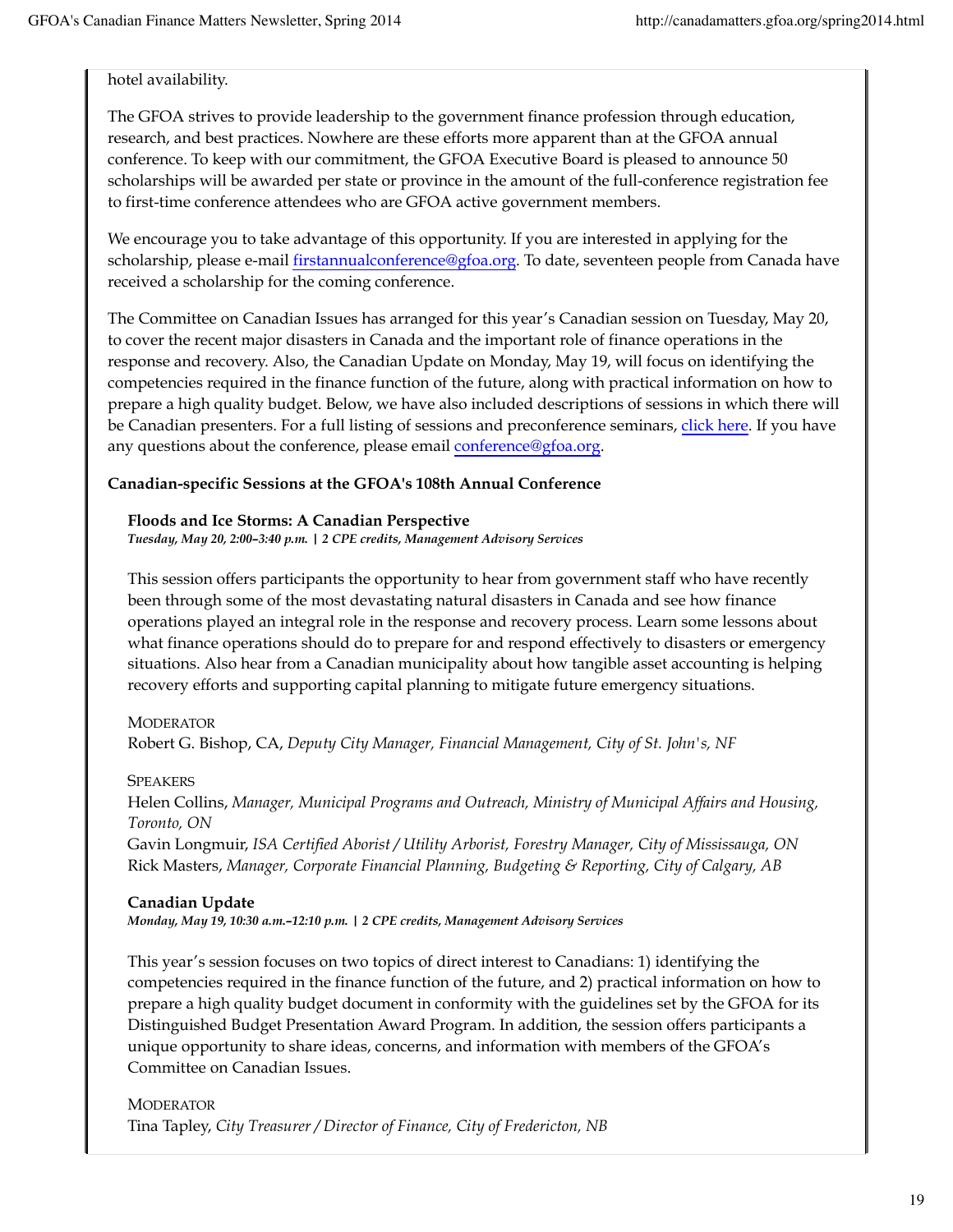hotel availability.

The GFOA strives to provide leadership to the government finance profession through education, research, and best practices. Nowhere are these efforts more apparent than at the GFOA annual conference. To keep with our commitment, the GFOA Executive Board is pleased to announce 50 scholarships will be awarded per state or province in the amount of the full-conference registration fee to first-time conference attendees who are GFOA active government members.

We encourage you to take advantage of this opportunity. If you are interested in applying for the scholarship, please e-mail firstannualconference@gfoa.org. To date, seventeen people from Canada have received a scholarship for the coming conference.

The Committee on Canadian Issues has arranged for this year's Canadian session on Tuesday, May 20, to cover the recent major disasters in Canada and the important role of finance operations in the response and recovery. Also, the Canadian Update on Monday, May 19, will focus on identifying the competencies required in the finance function of the future, along with practical information on how to prepare a high quality budget. Below, we have also included descriptions of sessions in which there will be Canadian presenters. For a full listing of sessions and preconference seminars, click here. If you have any questions about the conference, please email conference@gfoa.org.

**Canadian-specific Sessions at the GFOA's 108th Annual Conference**

**Floods and Ice Storms: A Canadian Perspective**
***Tuesday, May 20, 2:00–3:40 p.m. | 2 CPE credits, Management Advisory Services***

This session offers participants the opportunity to hear from government staff who have recently been through some of the most devastating natural disasters in Canada and see how finance operations played an integral role in the response and recovery process. Learn some lessons about what finance operations should do to prepare for and respond effectively to disasters or emergency situations. Also hear from a Canadian municipality about how tangible asset accounting is helping recovery efforts and supporting capital planning to mitigate future emergency situations.

MODERATOR
Robert G. Bishop, CA, *Deputy City Manager, Financial Management, City of St. John's, NF*

SPEAKERS
Helen Collins, *Manager, Municipal Programs and Outreach, Ministry of Municipal Affairs and Housing, Toronto, ON*
Gavin Longmuir, *ISA Certified Aborist / Utility Arborist, Forestry Manager, City of Mississauga, ON*
Rick Masters, *Manager, Corporate Financial Planning, Budgeting & Reporting, City of Calgary, AB*

**Canadian Update**
***Monday, May 19, 10:30 a.m.–12:10 p.m. | 2 CPE credits, Management Advisory Services***

This year's session focuses on two topics of direct interest to Canadians: 1) identifying the competencies required in the finance function of the future, and 2) practical information on how to prepare a high quality budget document in conformity with the guidelines set by the GFOA for its Distinguished Budget Presentation Award Program. In addition, the session offers participants a unique opportunity to share ideas, concerns, and information with members of the GFOA's Committee on Canadian Issues.

MODERATOR
Tina Tapley, *City Treasurer / Director of Finance, City of Fredericton, NB*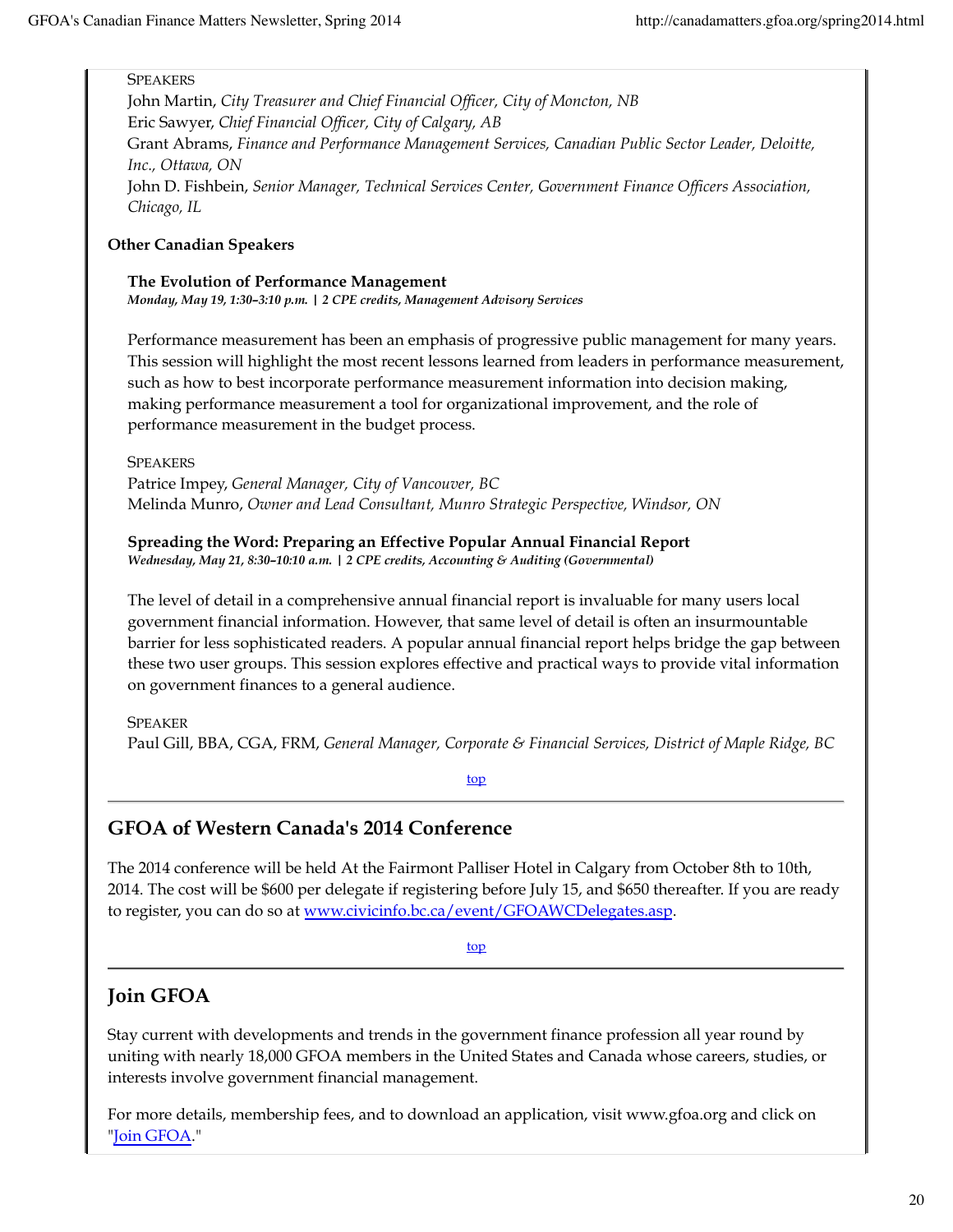SPEAKERS

John Martin, *City Treasurer and Chief Financial Officer, City of Moncton, NB*
Eric Sawyer, *Chief Financial Officer, City of Calgary, AB*
Grant Abrams, *Finance and Performance Management Services, Canadian Public Sector Leader, Deloitte, Inc., Ottawa, ON*
John D. Fishbein, *Senior Manager, Technical Services Center, Government Finance Officers Association, Chicago, IL*

**Other Canadian Speakers**

**The Evolution of Performance Management**
***Monday, May 19, 1:30–3:10 p.m. | 2 CPE credits, Management Advisory Services***

Performance measurement has been an emphasis of progressive public management for many years. This session will highlight the most recent lessons learned from leaders in performance measurement, such as how to best incorporate performance measurement information into decision making, making performance measurement a tool for organizational improvement, and the role of performance measurement in the budget process.

SPEAKERS

Patrice Impey, *General Manager, City of Vancouver, BC*
Melinda Munro, *Owner and Lead Consultant, Munro Strategic Perspective, Windsor, ON*

**Spreading the Word: Preparing an Effective Popular Annual Financial Report**
***Wednesday, May 21, 8:30–10:10 a.m. | 2 CPE credits, Accounting & Auditing (Governmental)***

The level of detail in a comprehensive annual financial report is invaluable for many users local government financial information. However, that same level of detail is often an insurmountable barrier for less sophisticated readers. A popular annual financial report helps bridge the gap between these two user groups. This session explores effective and practical ways to provide vital information on government finances to a general audience.

SPEAKER

Paul Gill, BBA, CGA, FRM, *General Manager, Corporate & Financial Services, District of Maple Ridge, BC*

top

## GFOA of Western Canada's 2014 Conference

The 2014 conference will be held At the Fairmont Palliser Hotel in Calgary from October 8th to 10th, 2014. The cost will be $600 per delegate if registering before July 15, and $650 thereafter. If you are ready to register, you can do so at www.civicinfo.bc.ca/event/GFOAWCDelegates.asp.

top

## Join GFOA

Stay current with developments and trends in the government finance profession all year round by uniting with nearly 18,000 GFOA members in the United States and Canada whose careers, studies, or interests involve government financial management.

For more details, membership fees, and to download an application, visit www.gfoa.org and click on "Join GFOA."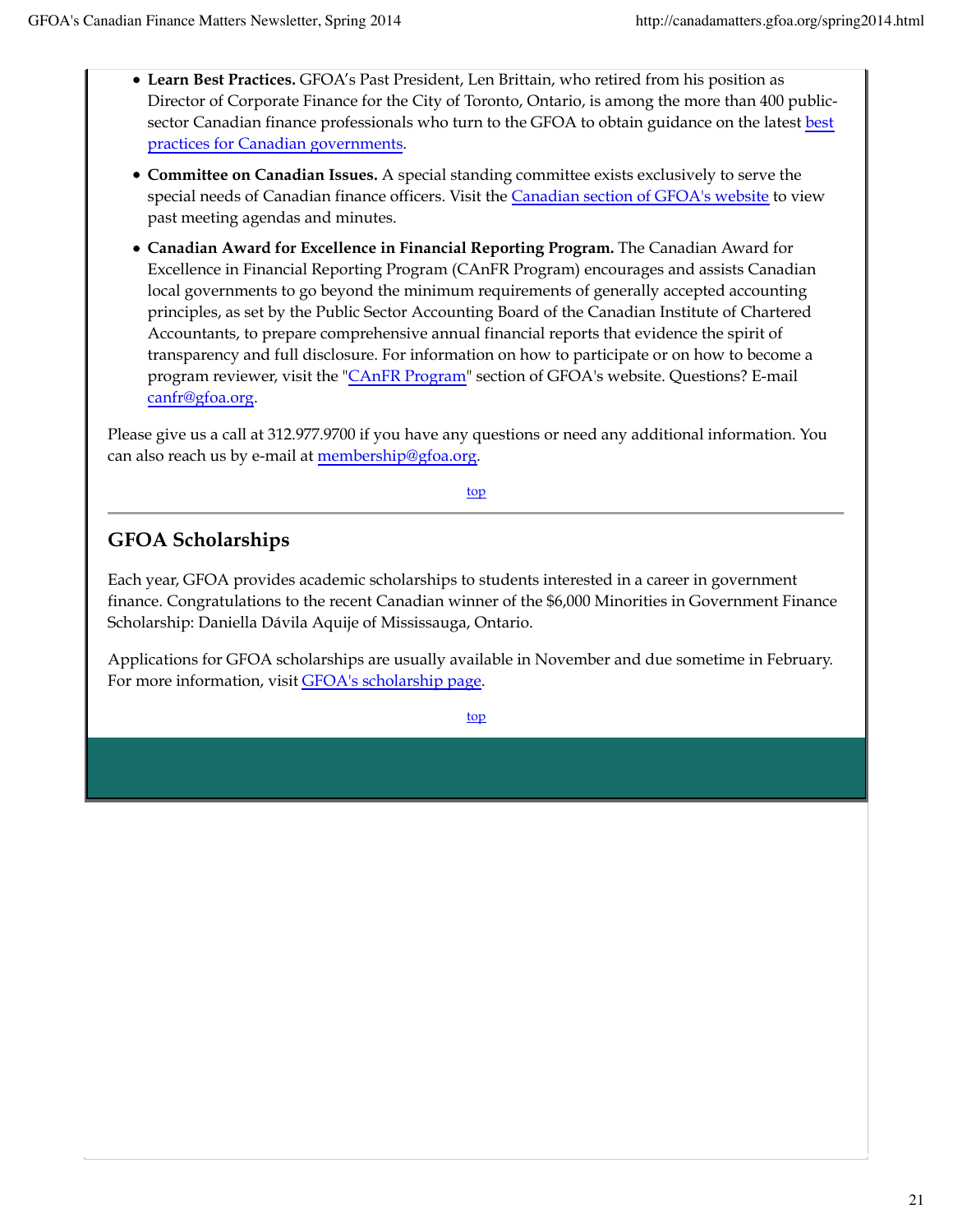- **Learn Best Practices.** GFOA's Past President, Len Brittain, who retired from his position as Director of Corporate Finance for the City of Toronto, Ontario, is among the more than 400 public-sector Canadian finance professionals who turn to the GFOA to obtain guidance on the latest best practices for Canadian governments.
- **Committee on Canadian Issues.** A special standing committee exists exclusively to serve the special needs of Canadian finance officers. Visit the Canadian section of GFOA's website to view past meeting agendas and minutes.
- **Canadian Award for Excellence in Financial Reporting Program.** The Canadian Award for Excellence in Financial Reporting Program (CAnFR Program) encourages and assists Canadian local governments to go beyond the minimum requirements of generally accepted accounting principles, as set by the Public Sector Accounting Board of the Canadian Institute of Chartered Accountants, to prepare comprehensive annual financial reports that evidence the spirit of transparency and full disclosure. For information on how to participate or on how to become a program reviewer, visit the "CAnFR Program" section of GFOA's website. Questions? E-mail canfr@gfoa.org.

Please give us a call at 312.977.9700 if you have any questions or need any additional information. You can also reach us by e-mail at membership@gfoa.org.

top

## GFOA Scholarships

Each year, GFOA provides academic scholarships to students interested in a career in government finance. Congratulations to the recent Canadian winner of the $6,000 Minorities in Government Finance Scholarship: Daniella Dávila Aquije of Mississauga, Ontario.

Applications for GFOA scholarships are usually available in November and due sometime in February. For more information, visit GFOA's scholarship page.

top